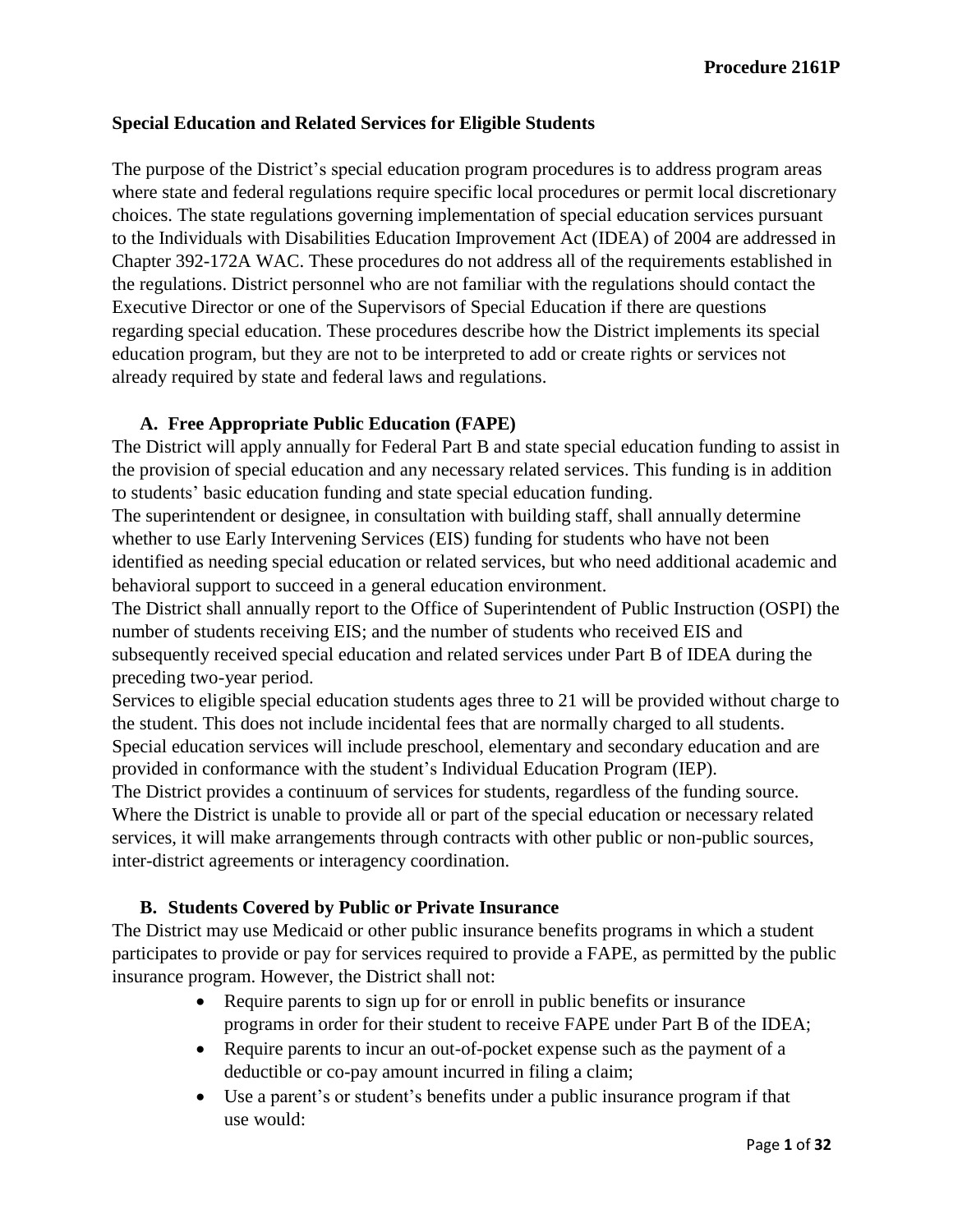**Procedure 2161P**

## Special Education and Related Services for Eligible Students

The purpose of the District's special education program procedures is to address program areas where state and federal regulations require specific local procedures or permit local discretionary choices. The state regulations governing implementation of special education services pursuant to the Individuals with Disabilities Education Improvement Act (IDEA) of 2004 are addressed in Chapter 392-172A WAC. These procedures do not address all of the requirements established in the regulations. District personnel who are not familiar with the regulations should contact the Executive Director or one of the Supervisors of Special Education if there are questions regarding special education. These procedures describe how the District implements its special education program, but they are not to be interpreted to add or create rights or services not already required by state and federal laws and regulations.

### A. Free Appropriate Public Education (FAPE)

The District will apply annually for Federal Part B and state special education funding to assist in the provision of special education and any necessary related services. This funding is in addition to students' basic education funding and state special education funding.

The superintendent or designee, in consultation with building staff, shall annually determine whether to use Early Intervening Services (EIS) funding for students who have not been identified as needing special education or related services, but who need additional academic and behavioral support to succeed in a general education environment.

The District shall annually report to the Office of Superintendent of Public Instruction (OSPI) the number of students receiving EIS; and the number of students who received EIS and subsequently received special education and related services under Part B of IDEA during the preceding two-year period.

Services to eligible special education students ages three to 21 will be provided without charge to the student. This does not include incidental fees that are normally charged to all students. Special education services will include preschool, elementary and secondary education and are provided in conformance with the student's Individual Education Program (IEP).

The District provides a continuum of services for students, regardless of the funding source. Where the District is unable to provide all or part of the special education or necessary related services, it will make arrangements through contracts with other public or non-public sources, inter-district agreements or interagency coordination.

### B. Students Covered by Public or Private Insurance

The District may use Medicaid or other public insurance benefits programs in which a student participates to provide or pay for services required to provide a FAPE, as permitted by the public insurance program. However, the District shall not:

- Require parents to sign up for or enroll in public benefits or insurance programs in order for their student to receive FAPE under Part B of the IDEA;
- Require parents to incur an out-of-pocket expense such as the payment of a deductible or co-pay amount incurred in filing a claim;
- Use a parent's or student's benefits under a public insurance program if that use would: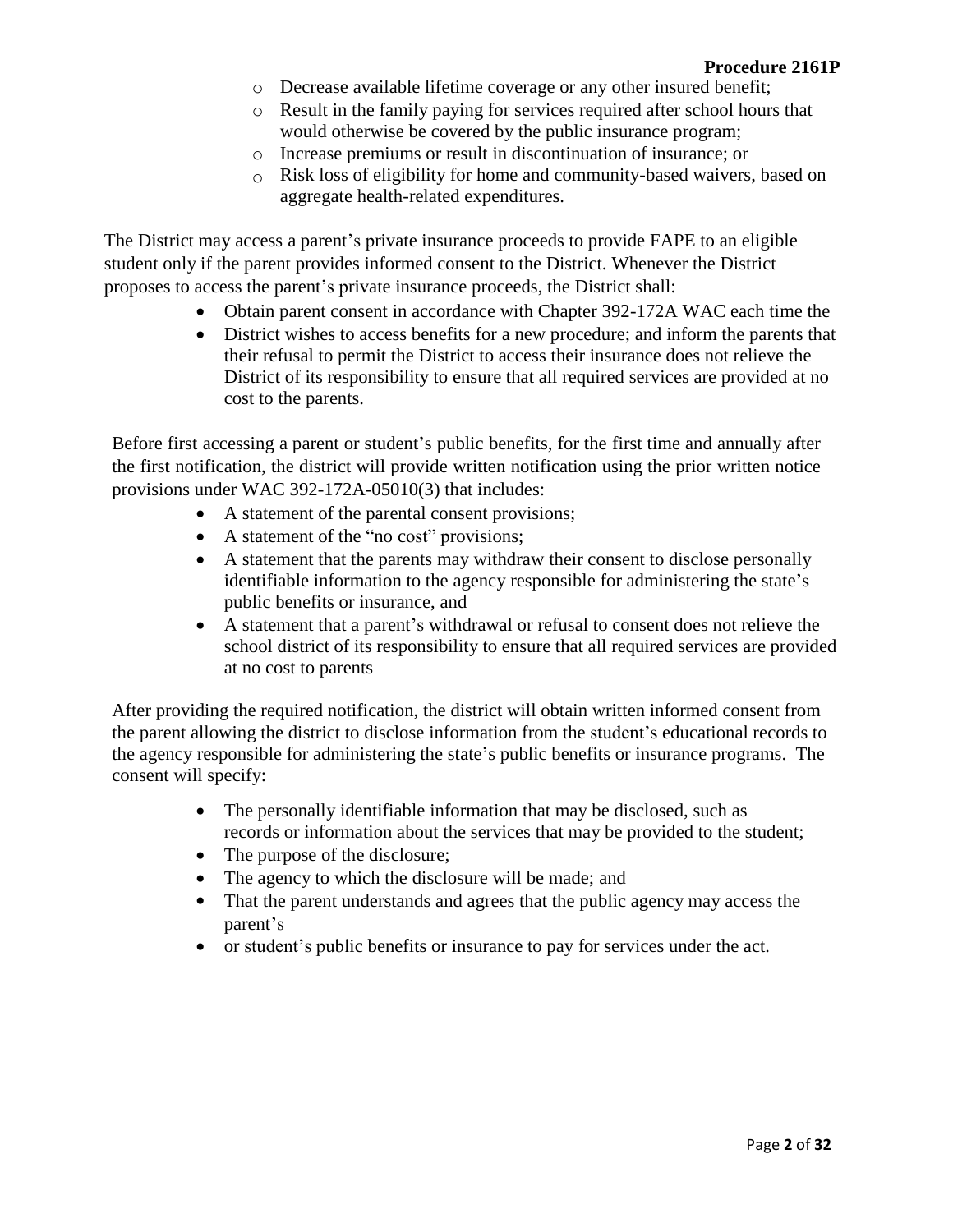- Decrease available lifetime coverage or any other insured benefit;
- Result in the family paying for services required after school hours that would otherwise be covered by the public insurance program;
- Increase premiums or result in discontinuation of insurance; or
- Risk loss of eligibility for home and community-based waivers, based on aggregate health-related expenditures.

The District may access a parent's private insurance proceeds to provide FAPE to an eligible student only if the parent provides informed consent to the District. Whenever the District proposes to access the parent's private insurance proceeds, the District shall:

- Obtain parent consent in accordance with Chapter 392-172A WAC each time the
- District wishes to access benefits for a new procedure; and inform the parents that their refusal to permit the District to access their insurance does not relieve the District of its responsibility to ensure that all required services are provided at no cost to the parents.

Before first accessing a parent or student's public benefits, for the first time and annually after the first notification, the district will provide written notification using the prior written notice provisions under WAC 392-172A-05010(3) that includes:

- A statement of the parental consent provisions;
- A statement of the "no cost" provisions;
- A statement that the parents may withdraw their consent to disclose personally identifiable information to the agency responsible for administering the state's public benefits or insurance, and
- A statement that a parent's withdrawal or refusal to consent does not relieve the school district of its responsibility to ensure that all required services are provided at no cost to parents

After providing the required notification, the district will obtain written informed consent from the parent allowing the district to disclose information from the student's educational records to the agency responsible for administering the state's public benefits or insurance programs. The consent will specify:

- The personally identifiable information that may be disclosed, such as records or information about the services that may be provided to the student;
- The purpose of the disclosure;
- The agency to which the disclosure will be made; and
- That the parent understands and agrees that the public agency may access the parent's
- or student's public benefits or insurance to pay for services under the act.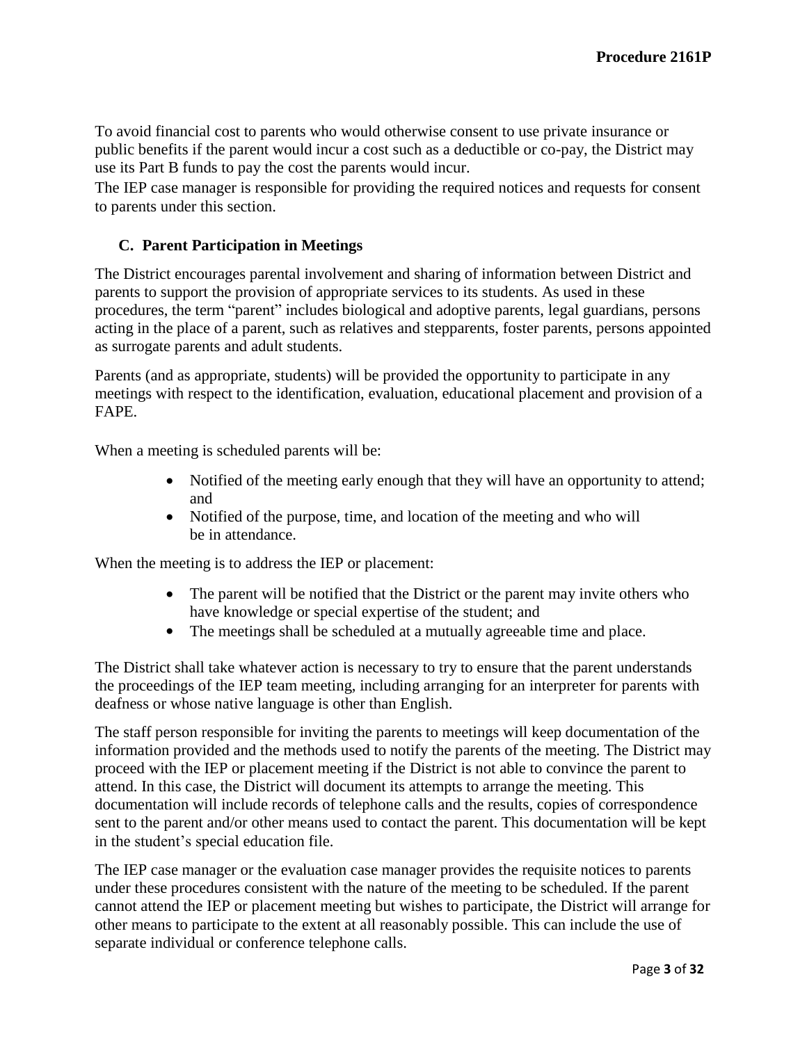To avoid financial cost to parents who would otherwise consent to use private insurance or public benefits if the parent would incur a cost such as a deductible or co-pay, the District may use its Part B funds to pay the cost the parents would incur.

The IEP case manager is responsible for providing the required notices and requests for consent to parents under this section.

### C. Parent Participation in Meetings

The District encourages parental involvement and sharing of information between District and parents to support the provision of appropriate services to its students. As used in these procedures, the term "parent" includes biological and adoptive parents, legal guardians, persons acting in the place of a parent, such as relatives and stepparents, foster parents, persons appointed as surrogate parents and adult students.

Parents (and as appropriate, students) will be provided the opportunity to participate in any meetings with respect to the identification, evaluation, educational placement and provision of a FAPE.

When a meeting is scheduled parents will be:

- Notified of the meeting early enough that they will have an opportunity to attend; and
- Notified of the purpose, time, and location of the meeting and who will be in attendance.

When the meeting is to address the IEP or placement:

- The parent will be notified that the District or the parent may invite others who have knowledge or special expertise of the student; and
- The meetings shall be scheduled at a mutually agreeable time and place.

The District shall take whatever action is necessary to try to ensure that the parent understands the proceedings of the IEP team meeting, including arranging for an interpreter for parents with deafness or whose native language is other than English.

The staff person responsible for inviting the parents to meetings will keep documentation of the information provided and the methods used to notify the parents of the meeting. The District may proceed with the IEP or placement meeting if the District is not able to convince the parent to attend. In this case, the District will document its attempts to arrange the meeting. This documentation will include records of telephone calls and the results, copies of correspondence sent to the parent and/or other means used to contact the parent. This documentation will be kept in the student's special education file.

The IEP case manager or the evaluation case manager provides the requisite notices to parents under these procedures consistent with the nature of the meeting to be scheduled. If the parent cannot attend the IEP or placement meeting but wishes to participate, the District will arrange for other means to participate to the extent at all reasonably possible. This can include the use of separate individual or conference telephone calls.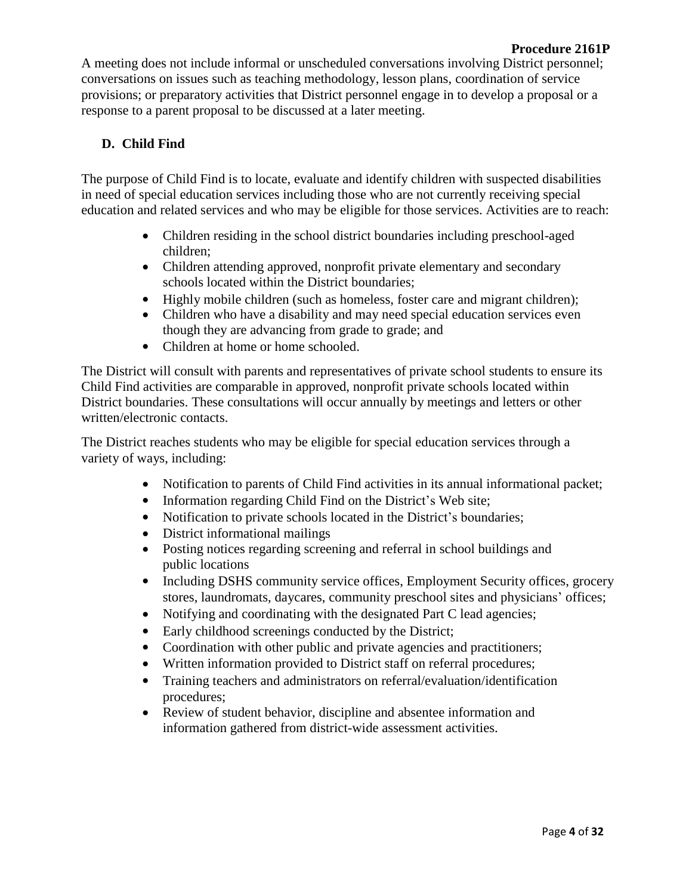A meeting does not include informal or unscheduled conversations involving District personnel; conversations on issues such as teaching methodology, lesson plans, coordination of service provisions; or preparatory activities that District personnel engage in to develop a proposal or a response to a parent proposal to be discussed at a later meeting.

### D. Child Find

The purpose of Child Find is to locate, evaluate and identify children with suspected disabilities in need of special education services including those who are not currently receiving special education and related services and who may be eligible for those services. Activities are to reach:

- Children residing in the school district boundaries including preschool-aged children;
- Children attending approved, nonprofit private elementary and secondary schools located within the District boundaries;
- Highly mobile children (such as homeless, foster care and migrant children);
- Children who have a disability and may need special education services even though they are advancing from grade to grade; and
- Children at home or home schooled.

The District will consult with parents and representatives of private school students to ensure its Child Find activities are comparable in approved, nonprofit private schools located within District boundaries. These consultations will occur annually by meetings and letters or other written/electronic contacts.

The District reaches students who may be eligible for special education services through a variety of ways, including:

- Notification to parents of Child Find activities in its annual informational packet;
- Information regarding Child Find on the District's Web site;
- Notification to private schools located in the District's boundaries;
- District informational mailings
- Posting notices regarding screening and referral in school buildings and public locations
- Including DSHS community service offices, Employment Security offices, grocery stores, laundromats, daycares, community preschool sites and physicians' offices;
- Notifying and coordinating with the designated Part C lead agencies;
- Early childhood screenings conducted by the District;
- Coordination with other public and private agencies and practitioners;
- Written information provided to District staff on referral procedures;
- Training teachers and administrators on referral/evaluation/identification procedures;
- Review of student behavior, discipline and absentee information and information gathered from district-wide assessment activities.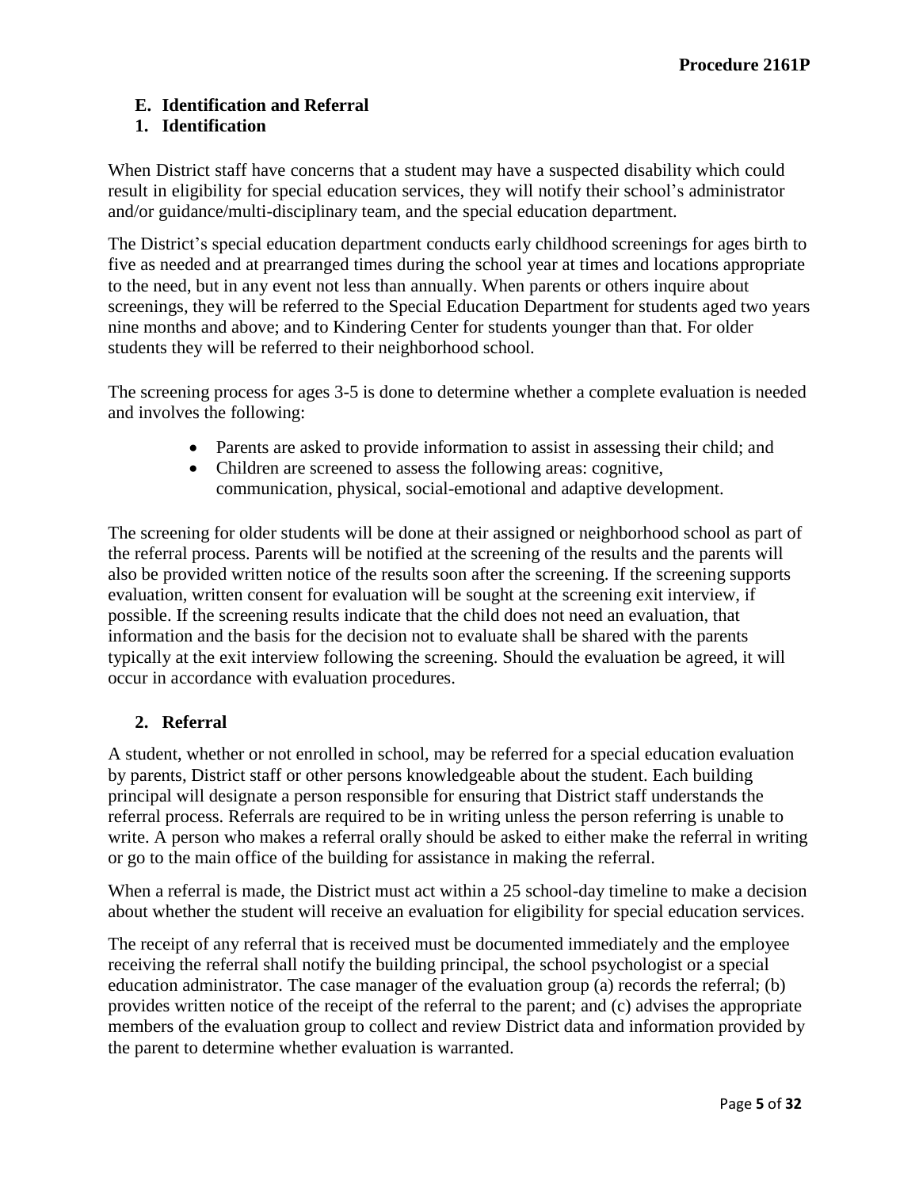### E. Identification and Referral

#### 1. Identification

When District staff have concerns that a student may have a suspected disability which could result in eligibility for special education services, they will notify their school's administrator and/or guidance/multi-disciplinary team, and the special education department.

The District's special education department conducts early childhood screenings for ages birth to five as needed and at prearranged times during the school year at times and locations appropriate to the need, but in any event not less than annually. When parents or others inquire about screenings, they will be referred to the Special Education Department for students aged two years nine months and above; and to Kindering Center for students younger than that. For older students they will be referred to their neighborhood school.

The screening process for ages 3-5 is done to determine whether a complete evaluation is needed and involves the following:

- Parents are asked to provide information to assist in assessing their child; and
- Children are screened to assess the following areas: cognitive, communication, physical, social-emotional and adaptive development.

The screening for older students will be done at their assigned or neighborhood school as part of the referral process. Parents will be notified at the screening of the results and the parents will also be provided written notice of the results soon after the screening. If the screening supports evaluation, written consent for evaluation will be sought at the screening exit interview, if possible. If the screening results indicate that the child does not need an evaluation, that information and the basis for the decision not to evaluate shall be shared with the parents typically at the exit interview following the screening. Should the evaluation be agreed, it will occur in accordance with evaluation procedures.

#### 2. Referral

A student, whether or not enrolled in school, may be referred for a special education evaluation by parents, District staff or other persons knowledgeable about the student. Each building principal will designate a person responsible for ensuring that District staff understands the referral process. Referrals are required to be in writing unless the person referring is unable to write. A person who makes a referral orally should be asked to either make the referral in writing or go to the main office of the building for assistance in making the referral.

When a referral is made, the District must act within a 25 school-day timeline to make a decision about whether the student will receive an evaluation for eligibility for special education services.

The receipt of any referral that is received must be documented immediately and the employee receiving the referral shall notify the building principal, the school psychologist or a special education administrator. The case manager of the evaluation group (a) records the referral; (b) provides written notice of the receipt of the referral to the parent; and (c) advises the appropriate members of the evaluation group to collect and review District data and information provided by the parent to determine whether evaluation is warranted.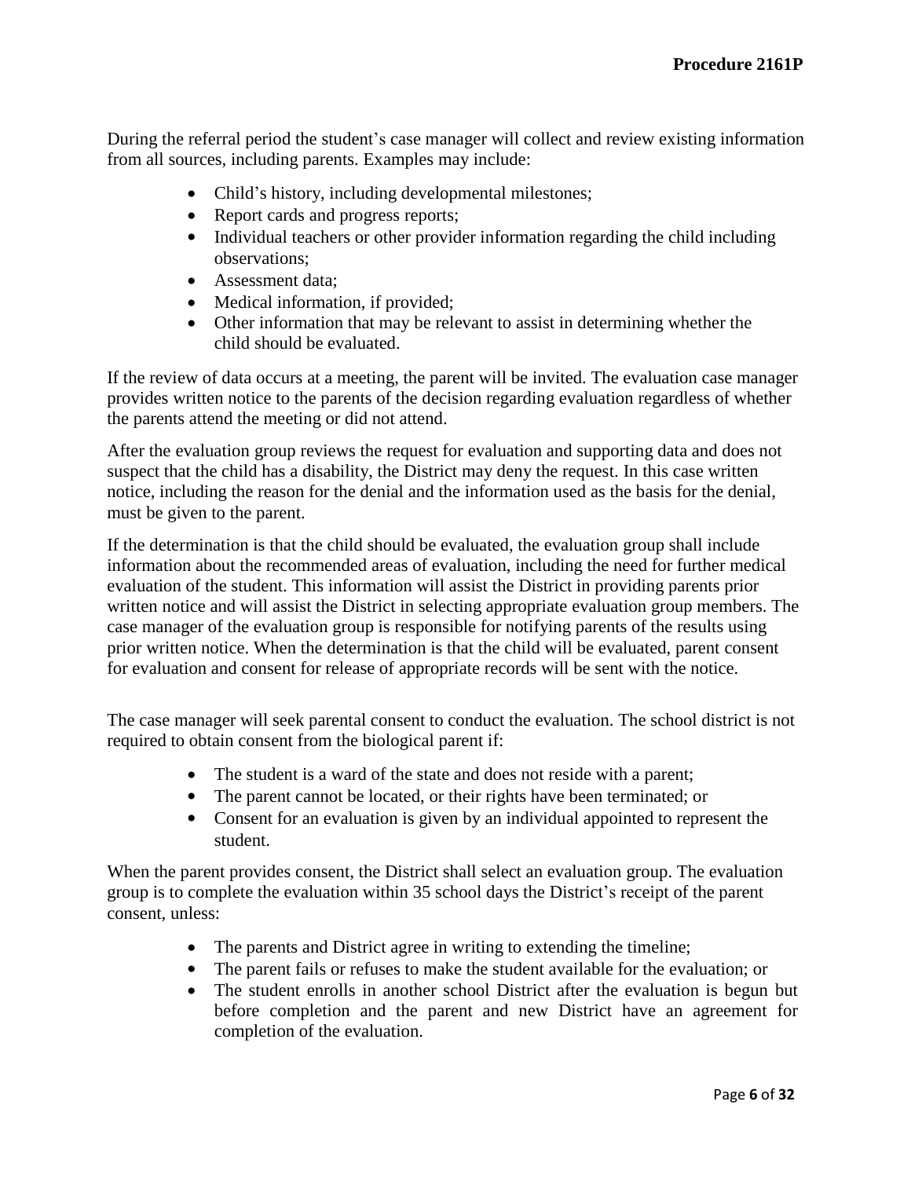During the referral period the student's case manager will collect and review existing information from all sources, including parents. Examples may include:

- Child's history, including developmental milestones;
- Report cards and progress reports;
- Individual teachers or other provider information regarding the child including observations;
- Assessment data;
- Medical information, if provided;
- Other information that may be relevant to assist in determining whether the child should be evaluated.

If the review of data occurs at a meeting, the parent will be invited. The evaluation case manager provides written notice to the parents of the decision regarding evaluation regardless of whether the parents attend the meeting or did not attend.

After the evaluation group reviews the request for evaluation and supporting data and does not suspect that the child has a disability, the District may deny the request. In this case written notice, including the reason for the denial and the information used as the basis for the denial, must be given to the parent.

If the determination is that the child should be evaluated, the evaluation group shall include information about the recommended areas of evaluation, including the need for further medical evaluation of the student. This information will assist the District in providing parents prior written notice and will assist the District in selecting appropriate evaluation group members. The case manager of the evaluation group is responsible for notifying parents of the results using prior written notice. When the determination is that the child will be evaluated, parent consent for evaluation and consent for release of appropriate records will be sent with the notice.

The case manager will seek parental consent to conduct the evaluation. The school district is not required to obtain consent from the biological parent if:

- The student is a ward of the state and does not reside with a parent;
- The parent cannot be located, or their rights have been terminated; or
- Consent for an evaluation is given by an individual appointed to represent the student.

When the parent provides consent, the District shall select an evaluation group. The evaluation group is to complete the evaluation within 35 school days the District's receipt of the parent consent, unless:

- The parents and District agree in writing to extending the timeline;
- The parent fails or refuses to make the student available for the evaluation; or
- The student enrolls in another school District after the evaluation is begun but before completion and the parent and new District have an agreement for completion of the evaluation.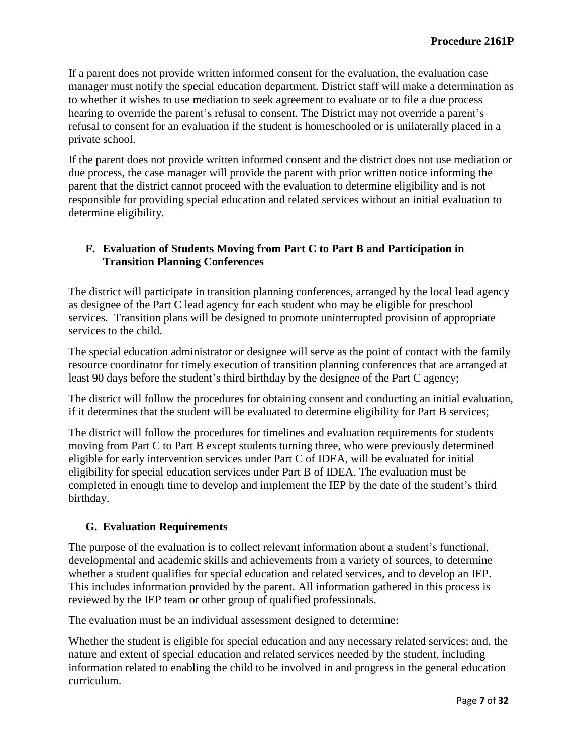If a parent does not provide written informed consent for the evaluation, the evaluation case manager must notify the special education department. District staff will make a determination as to whether it wishes to use mediation to seek agreement to evaluate or to file a due process hearing to override the parent's refusal to consent. The District may not override a parent's refusal to consent for an evaluation if the student is homeschooled or is unilaterally placed in a private school.

If the parent does not provide written informed consent and the district does not use mediation or due process, the case manager will provide the parent with prior written notice informing the parent that the district cannot proceed with the evaluation to determine eligibility and is not responsible for providing special education and related services without an initial evaluation to determine eligibility.

### F. Evaluation of Students Moving from Part C to Part B and Participation in Transition Planning Conferences

The district will participate in transition planning conferences, arranged by the local lead agency as designee of the Part C lead agency for each student who may be eligible for preschool services. Transition plans will be designed to promote uninterrupted provision of appropriate services to the child.

The special education administrator or designee will serve as the point of contact with the family resource coordinator for timely execution of transition planning conferences that are arranged at least 90 days before the student's third birthday by the designee of the Part C agency;

The district will follow the procedures for obtaining consent and conducting an initial evaluation, if it determines that the student will be evaluated to determine eligibility for Part B services;

The district will follow the procedures for timelines and evaluation requirements for students moving from Part C to Part B except students turning three, who were previously determined eligible for early intervention services under Part C of IDEA, will be evaluated for initial eligibility for special education services under Part B of IDEA. The evaluation must be completed in enough time to develop and implement the IEP by the date of the student's third birthday.

### G. Evaluation Requirements

The purpose of the evaluation is to collect relevant information about a student's functional, developmental and academic skills and achievements from a variety of sources, to determine whether a student qualifies for special education and related services, and to develop an IEP. This includes information provided by the parent. All information gathered in this process is reviewed by the IEP team or other group of qualified professionals.

The evaluation must be an individual assessment designed to determine:

Whether the student is eligible for special education and any necessary related services; and, the nature and extent of special education and related services needed by the student, including information related to enabling the child to be involved in and progress in the general education curriculum.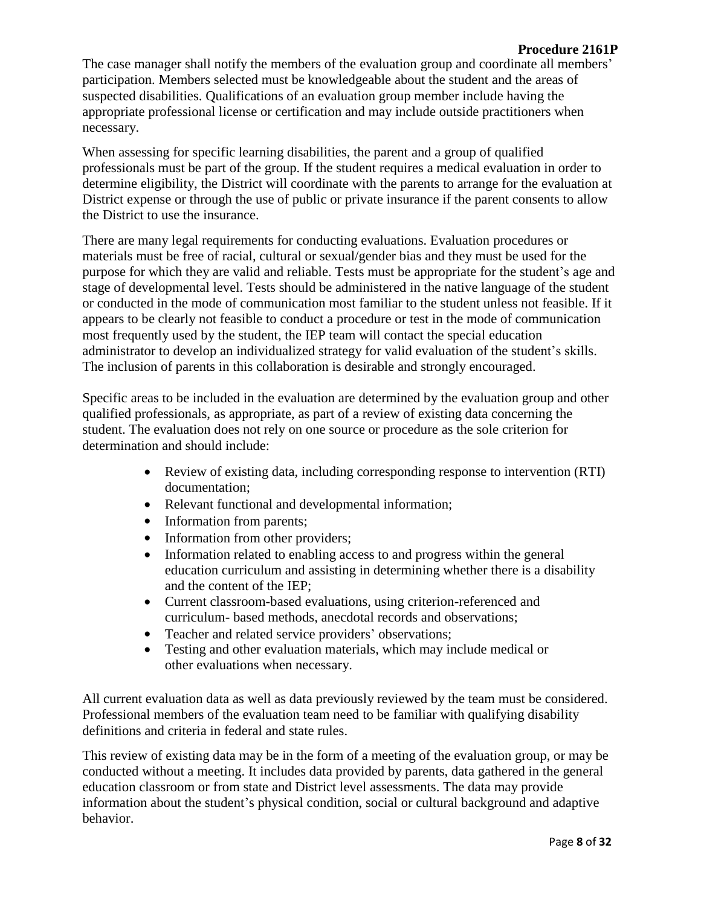The case manager shall notify the members of the evaluation group and coordinate all members' participation. Members selected must be knowledgeable about the student and the areas of suspected disabilities. Qualifications of an evaluation group member include having the appropriate professional license or certification and may include outside practitioners when necessary.

When assessing for specific learning disabilities, the parent and a group of qualified professionals must be part of the group. If the student requires a medical evaluation in order to determine eligibility, the District will coordinate with the parents to arrange for the evaluation at District expense or through the use of public or private insurance if the parent consents to allow the District to use the insurance.

There are many legal requirements for conducting evaluations. Evaluation procedures or materials must be free of racial, cultural or sexual/gender bias and they must be used for the purpose for which they are valid and reliable. Tests must be appropriate for the student's age and stage of developmental level. Tests should be administered in the native language of the student or conducted in the mode of communication most familiar to the student unless not feasible. If it appears to be clearly not feasible to conduct a procedure or test in the mode of communication most frequently used by the student, the IEP team will contact the special education administrator to develop an individualized strategy for valid evaluation of the student's skills. The inclusion of parents in this collaboration is desirable and strongly encouraged.

Specific areas to be included in the evaluation are determined by the evaluation group and other qualified professionals, as appropriate, as part of a review of existing data concerning the student. The evaluation does not rely on one source or procedure as the sole criterion for determination and should include:

- Review of existing data, including corresponding response to intervention (RTI) documentation;
- Relevant functional and developmental information;
- Information from parents;
- Information from other providers;
- Information related to enabling access to and progress within the general education curriculum and assisting in determining whether there is a disability and the content of the IEP;
- Current classroom-based evaluations, using criterion-referenced and curriculum- based methods, anecdotal records and observations;
- Teacher and related service providers' observations;
- Testing and other evaluation materials, which may include medical or other evaluations when necessary.

All current evaluation data as well as data previously reviewed by the team must be considered. Professional members of the evaluation team need to be familiar with qualifying disability definitions and criteria in federal and state rules.

This review of existing data may be in the form of a meeting of the evaluation group, or may be conducted without a meeting. It includes data provided by parents, data gathered in the general education classroom or from state and District level assessments. The data may provide information about the student's physical condition, social or cultural background and adaptive behavior.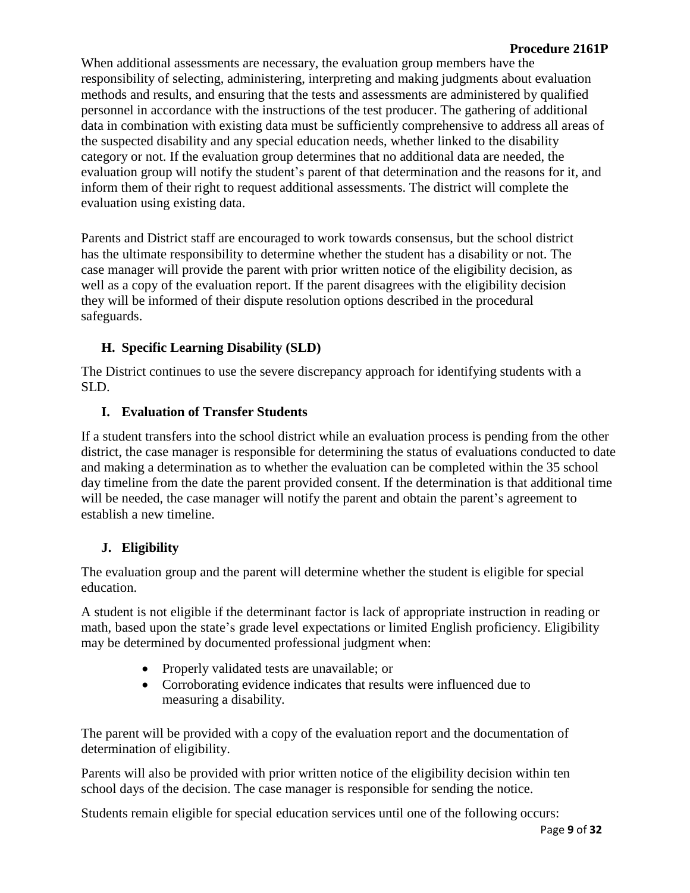When additional assessments are necessary, the evaluation group members have the responsibility of selecting, administering, interpreting and making judgments about evaluation methods and results, and ensuring that the tests and assessments are administered by qualified personnel in accordance with the instructions of the test producer. The gathering of additional data in combination with existing data must be sufficiently comprehensive to address all areas of the suspected disability and any special education needs, whether linked to the disability category or not. If the evaluation group determines that no additional data are needed, the evaluation group will notify the student's parent of that determination and the reasons for it, and inform them of their right to request additional assessments. The district will complete the evaluation using existing data.

Parents and District staff are encouraged to work towards consensus, but the school district has the ultimate responsibility to determine whether the student has a disability or not. The case manager will provide the parent with prior written notice of the eligibility decision, as well as a copy of the evaluation report. If the parent disagrees with the eligibility decision they will be informed of their dispute resolution options described in the procedural safeguards.

### H. Specific Learning Disability (SLD)

The District continues to use the severe discrepancy approach for identifying students with a SLD.

### I. Evaluation of Transfer Students

If a student transfers into the school district while an evaluation process is pending from the other district, the case manager is responsible for determining the status of evaluations conducted to date and making a determination as to whether the evaluation can be completed within the 35 school day timeline from the date the parent provided consent. If the determination is that additional time will be needed, the case manager will notify the parent and obtain the parent's agreement to establish a new timeline.

### J. Eligibility

The evaluation group and the parent will determine whether the student is eligible for special education.

A student is not eligible if the determinant factor is lack of appropriate instruction in reading or math, based upon the state's grade level expectations or limited English proficiency. Eligibility may be determined by documented professional judgment when:

- Properly validated tests are unavailable; or
- Corroborating evidence indicates that results were influenced due to measuring a disability.

The parent will be provided with a copy of the evaluation report and the documentation of determination of eligibility.

Parents will also be provided with prior written notice of the eligibility decision within ten school days of the decision. The case manager is responsible for sending the notice.

Students remain eligible for special education services until one of the following occurs: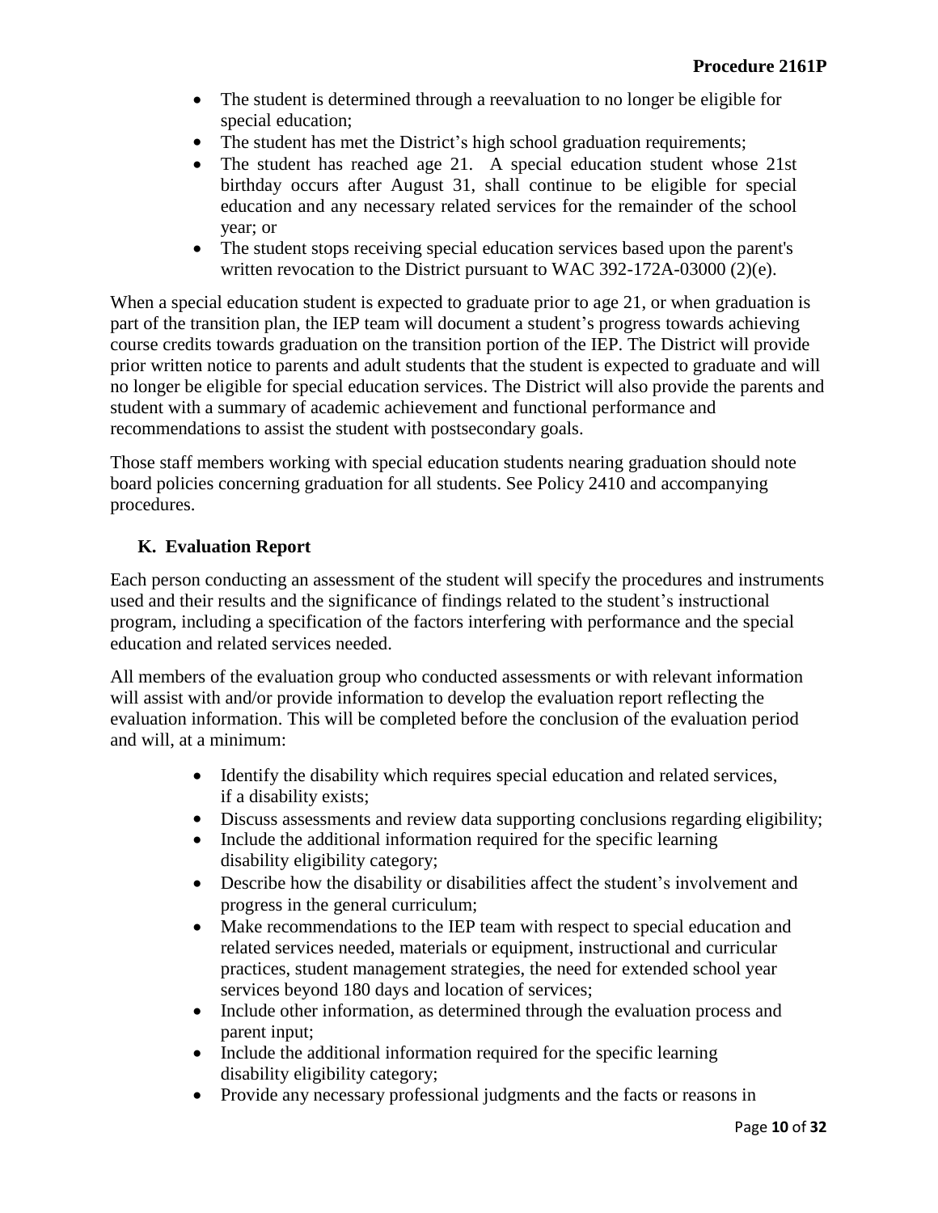- The student is determined through a reevaluation to no longer be eligible for special education;
- The student has met the District's high school graduation requirements;
- The student has reached age 21. A special education student whose 21st birthday occurs after August 31, shall continue to be eligible for special education and any necessary related services for the remainder of the school year; or
- The student stops receiving special education services based upon the parent's written revocation to the District pursuant to WAC 392-172A-03000 (2)(e).

When a special education student is expected to graduate prior to age 21, or when graduation is part of the transition plan, the IEP team will document a student's progress towards achieving course credits towards graduation on the transition portion of the IEP. The District will provide prior written notice to parents and adult students that the student is expected to graduate and will no longer be eligible for special education services. The District will also provide the parents and student with a summary of academic achievement and functional performance and recommendations to assist the student with postsecondary goals.

Those staff members working with special education students nearing graduation should note board policies concerning graduation for all students. See Policy 2410 and accompanying procedures.

### K. Evaluation Report

Each person conducting an assessment of the student will specify the procedures and instruments used and their results and the significance of findings related to the student's instructional program, including a specification of the factors interfering with performance and the special education and related services needed.

All members of the evaluation group who conducted assessments or with relevant information will assist with and/or provide information to develop the evaluation report reflecting the evaluation information. This will be completed before the conclusion of the evaluation period and will, at a minimum:

- Identify the disability which requires special education and related services, if a disability exists;
- Discuss assessments and review data supporting conclusions regarding eligibility;
- Include the additional information required for the specific learning disability eligibility category;
- Describe how the disability or disabilities affect the student's involvement and progress in the general curriculum;
- Make recommendations to the IEP team with respect to special education and related services needed, materials or equipment, instructional and curricular practices, student management strategies, the need for extended school year services beyond 180 days and location of services;
- Include other information, as determined through the evaluation process and parent input;
- Include the additional information required for the specific learning disability eligibility category;
- Provide any necessary professional judgments and the facts or reasons in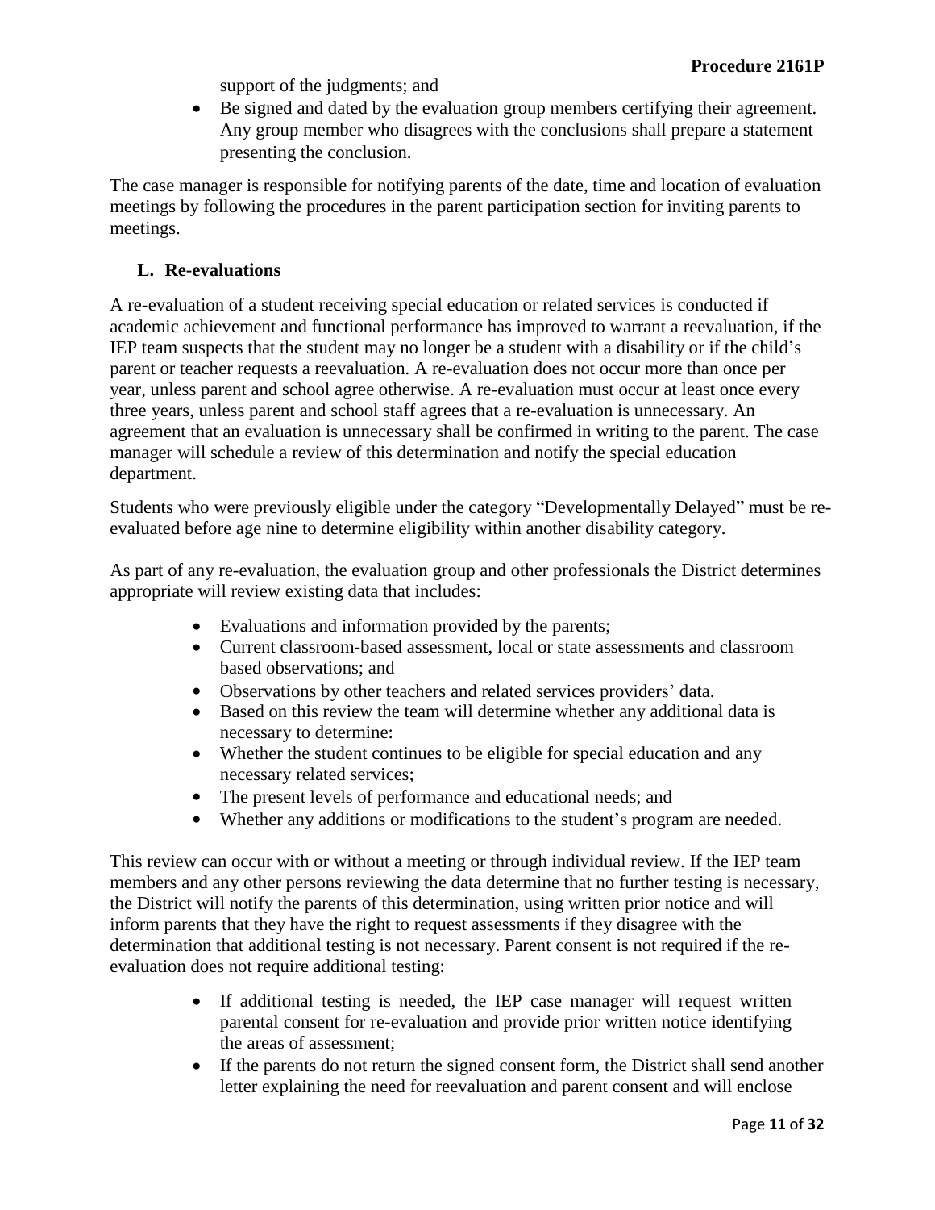support of the judgments; and

- Be signed and dated by the evaluation group members certifying their agreement. Any group member who disagrees with the conclusions shall prepare a statement presenting the conclusion.

The case manager is responsible for notifying parents of the date, time and location of evaluation meetings by following the procedures in the parent participation section for inviting parents to meetings.

### L. Re-evaluations

A re-evaluation of a student receiving special education or related services is conducted if academic achievement and functional performance has improved to warrant a reevaluation, if the IEP team suspects that the student may no longer be a student with a disability or if the child's parent or teacher requests a reevaluation. A re-evaluation does not occur more than once per year, unless parent and school agree otherwise. A re-evaluation must occur at least once every three years, unless parent and school staff agrees that a re-evaluation is unnecessary. An agreement that an evaluation is unnecessary shall be confirmed in writing to the parent. The case manager will schedule a review of this determination and notify the special education department.

Students who were previously eligible under the category "Developmentally Delayed" must be re-evaluated before age nine to determine eligibility within another disability category.

As part of any re-evaluation, the evaluation group and other professionals the District determines appropriate will review existing data that includes:

- Evaluations and information provided by the parents;
- Current classroom-based assessment, local or state assessments and classroom based observations; and
- Observations by other teachers and related services providers' data.
- Based on this review the team will determine whether any additional data is necessary to determine:
- Whether the student continues to be eligible for special education and any necessary related services;
- The present levels of performance and educational needs; and
- Whether any additions or modifications to the student's program are needed.

This review can occur with or without a meeting or through individual review. If the IEP team members and any other persons reviewing the data determine that no further testing is necessary, the District will notify the parents of this determination, using written prior notice and will inform parents that they have the right to request assessments if they disagree with the determination that additional testing is not necessary. Parent consent is not required if the re-evaluation does not require additional testing:

- If additional testing is needed, the IEP case manager will request written parental consent for re-evaluation and provide prior written notice identifying the areas of assessment;
- If the parents do not return the signed consent form, the District shall send another letter explaining the need for reevaluation and parent consent and will enclose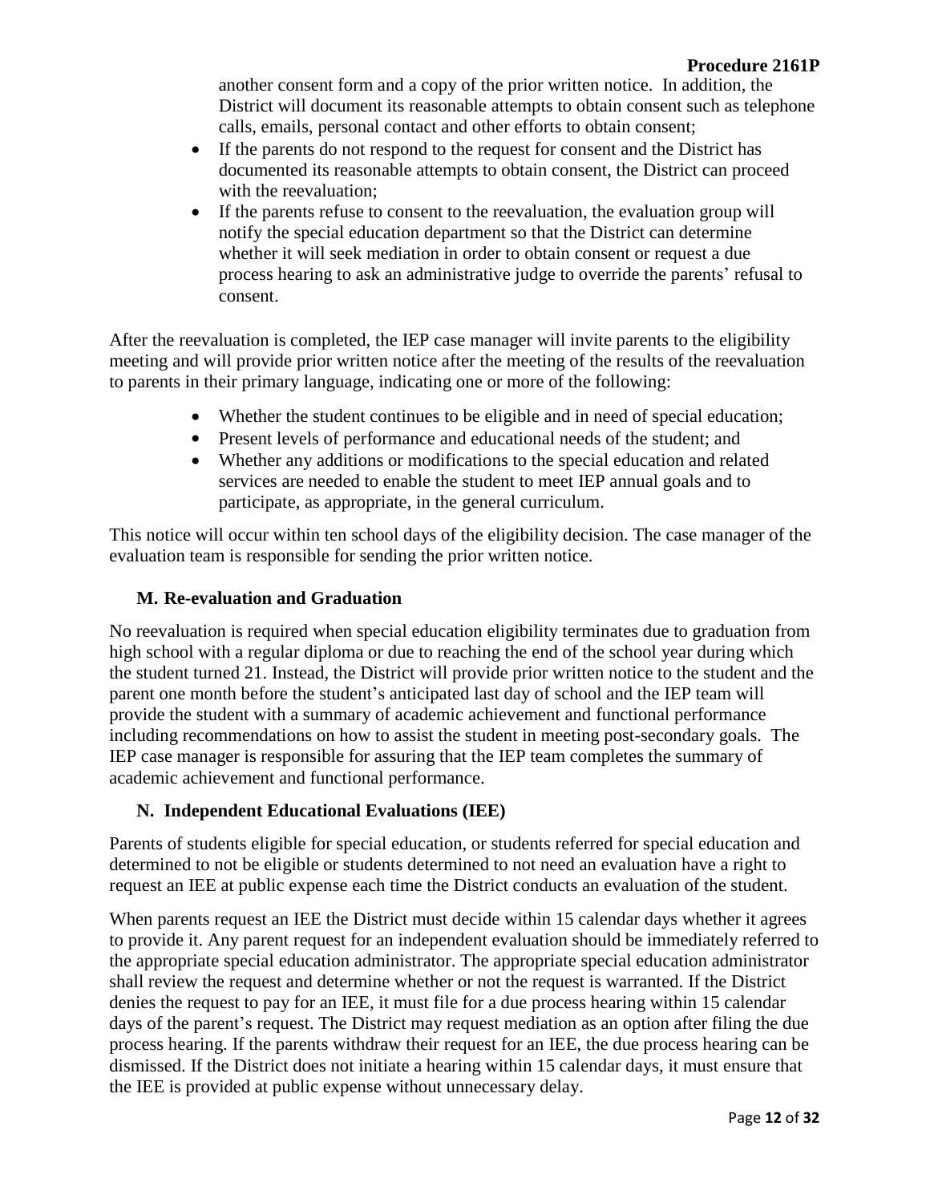another consent form and a copy of the prior written notice. In addition, the District will document its reasonable attempts to obtain consent such as telephone calls, emails, personal contact and other efforts to obtain consent;

- If the parents do not respond to the request for consent and the District has documented its reasonable attempts to obtain consent, the District can proceed with the reevaluation;
- If the parents refuse to consent to the reevaluation, the evaluation group will notify the special education department so that the District can determine whether it will seek mediation in order to obtain consent or request a due process hearing to ask an administrative judge to override the parents' refusal to consent.

After the reevaluation is completed, the IEP case manager will invite parents to the eligibility meeting and will provide prior written notice after the meeting of the results of the reevaluation to parents in their primary language, indicating one or more of the following:

- Whether the student continues to be eligible and in need of special education;
- Present levels of performance and educational needs of the student; and
- Whether any additions or modifications to the special education and related services are needed to enable the student to meet IEP annual goals and to participate, as appropriate, in the general curriculum.

This notice will occur within ten school days of the eligibility decision. The case manager of the evaluation team is responsible for sending the prior written notice.

### M. Re-evaluation and Graduation

No reevaluation is required when special education eligibility terminates due to graduation from high school with a regular diploma or due to reaching the end of the school year during which the student turned 21. Instead, the District will provide prior written notice to the student and the parent one month before the student's anticipated last day of school and the IEP team will provide the student with a summary of academic achievement and functional performance including recommendations on how to assist the student in meeting post-secondary goals. The IEP case manager is responsible for assuring that the IEP team completes the summary of academic achievement and functional performance.

### N. Independent Educational Evaluations (IEE)

Parents of students eligible for special education, or students referred for special education and determined to not be eligible or students determined to not need an evaluation have a right to request an IEE at public expense each time the District conducts an evaluation of the student.

When parents request an IEE the District must decide within 15 calendar days whether it agrees to provide it. Any parent request for an independent evaluation should be immediately referred to the appropriate special education administrator. The appropriate special education administrator shall review the request and determine whether or not the request is warranted. If the District denies the request to pay for an IEE, it must file for a due process hearing within 15 calendar days of the parent's request. The District may request mediation as an option after filing the due process hearing. If the parents withdraw their request for an IEE, the due process hearing can be dismissed. If the District does not initiate a hearing within 15 calendar days, it must ensure that the IEE is provided at public expense without unnecessary delay.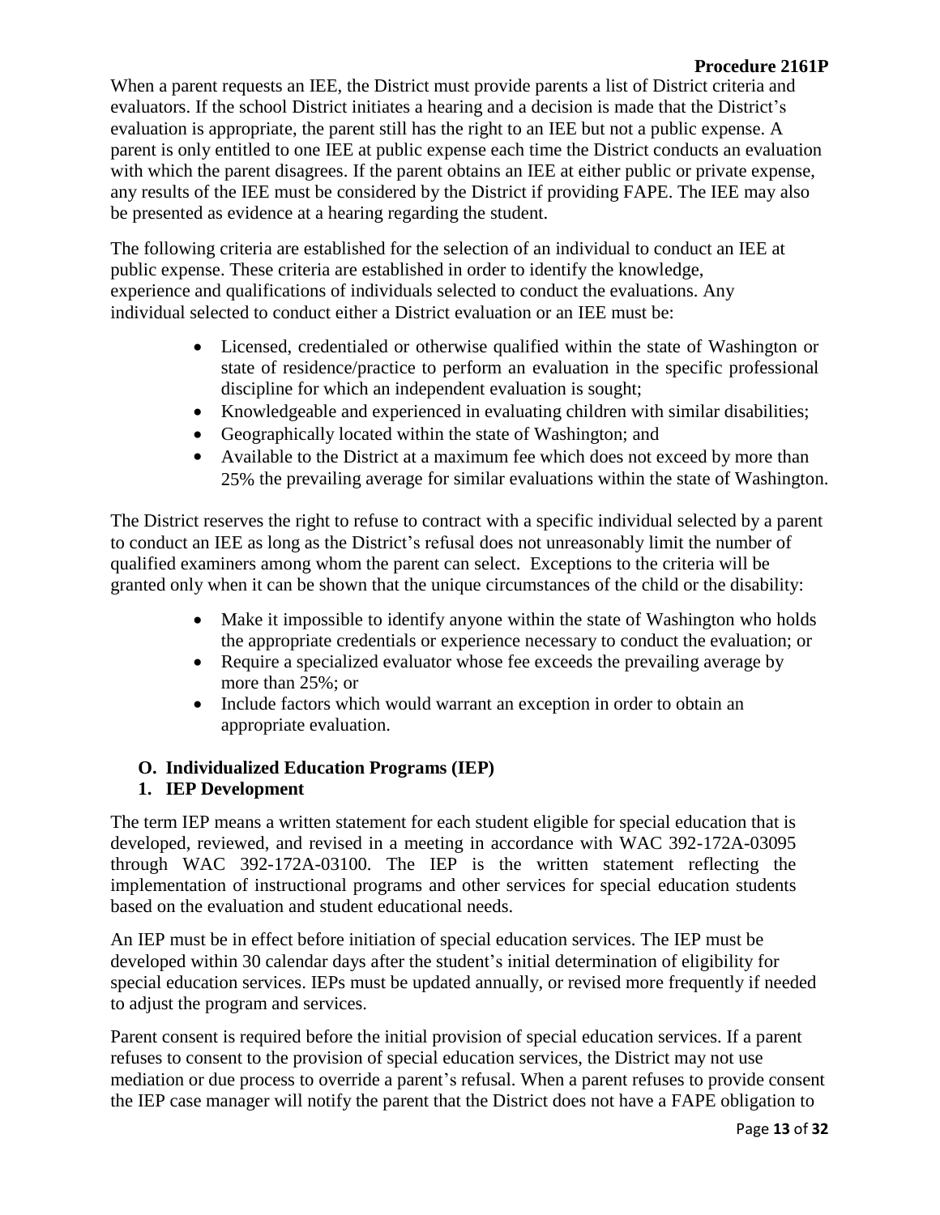When a parent requests an IEE, the District must provide parents a list of District criteria and evaluators. If the school District initiates a hearing and a decision is made that the District's evaluation is appropriate, the parent still has the right to an IEE but not a public expense. A parent is only entitled to one IEE at public expense each time the District conducts an evaluation with which the parent disagrees. If the parent obtains an IEE at either public or private expense, any results of the IEE must be considered by the District if providing FAPE. The IEE may also be presented as evidence at a hearing regarding the student.

The following criteria are established for the selection of an individual to conduct an IEE at public expense. These criteria are established in order to identify the knowledge, experience and qualifications of individuals selected to conduct the evaluations. Any individual selected to conduct either a District evaluation or an IEE must be:

- Licensed, credentialed or otherwise qualified within the state of Washington or state of residence/practice to perform an evaluation in the specific professional discipline for which an independent evaluation is sought;
- Knowledgeable and experienced in evaluating children with similar disabilities;
- Geographically located within the state of Washington; and
- Available to the District at a maximum fee which does not exceed by more than 25% the prevailing average for similar evaluations within the state of Washington.

The District reserves the right to refuse to contract with a specific individual selected by a parent to conduct an IEE as long as the District's refusal does not unreasonably limit the number of qualified examiners among whom the parent can select. Exceptions to the criteria will be granted only when it can be shown that the unique circumstances of the child or the disability:

- Make it impossible to identify anyone within the state of Washington who holds the appropriate credentials or experience necessary to conduct the evaluation; or
- Require a specialized evaluator whose fee exceeds the prevailing average by more than 25%; or
- Include factors which would warrant an exception in order to obtain an appropriate evaluation.

## O. Individualized Education Programs (IEP)

### 1. IEP Development

The term IEP means a written statement for each student eligible for special education that is developed, reviewed, and revised in a meeting in accordance with WAC 392-172A-03095 through WAC 392-172A-03100. The IEP is the written statement reflecting the implementation of instructional programs and other services for special education students based on the evaluation and student educational needs.

An IEP must be in effect before initiation of special education services. The IEP must be developed within 30 calendar days after the student's initial determination of eligibility for special education services. IEPs must be updated annually, or revised more frequently if needed to adjust the program and services.

Parent consent is required before the initial provision of special education services. If a parent refuses to consent to the provision of special education services, the District may not use mediation or due process to override a parent's refusal. When a parent refuses to provide consent the IEP case manager will notify the parent that the District does not have a FAPE obligation to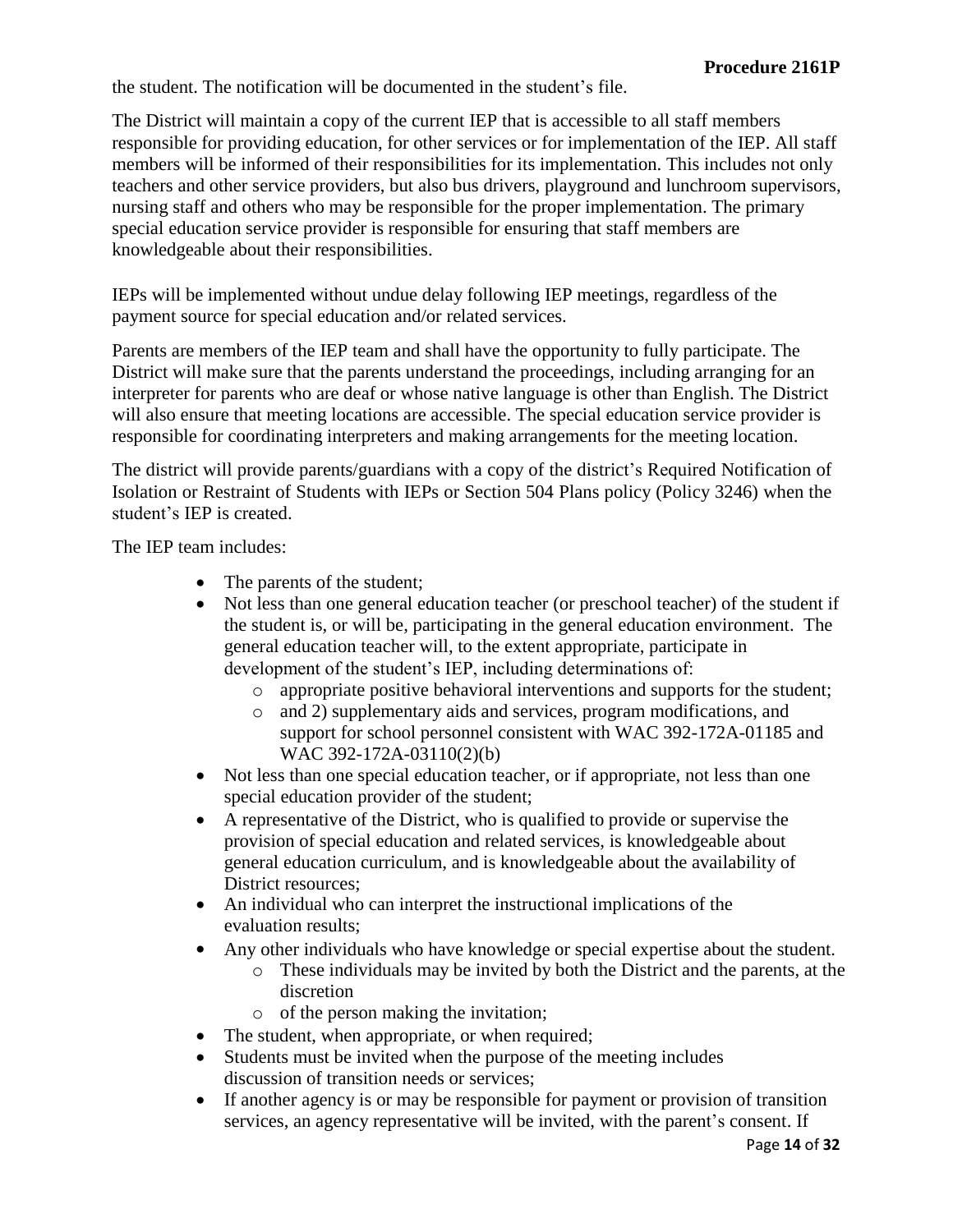the student. The notification will be documented in the student's file.

The District will maintain a copy of the current IEP that is accessible to all staff members responsible for providing education, for other services or for implementation of the IEP. All staff members will be informed of their responsibilities for its implementation. This includes not only teachers and other service providers, but also bus drivers, playground and lunchroom supervisors, nursing staff and others who may be responsible for the proper implementation. The primary special education service provider is responsible for ensuring that staff members are knowledgeable about their responsibilities.

IEPs will be implemented without undue delay following IEP meetings, regardless of the payment source for special education and/or related services.

Parents are members of the IEP team and shall have the opportunity to fully participate. The District will make sure that the parents understand the proceedings, including arranging for an interpreter for parents who are deaf or whose native language is other than English. The District will also ensure that meeting locations are accessible. The special education service provider is responsible for coordinating interpreters and making arrangements for the meeting location.

The district will provide parents/guardians with a copy of the district's Required Notification of Isolation or Restraint of Students with IEPs or Section 504 Plans policy (Policy 3246) when the student's IEP is created.

The IEP team includes:

- The parents of the student;
- Not less than one general education teacher (or preschool teacher) of the student if the student is, or will be, participating in the general education environment. The general education teacher will, to the extent appropriate, participate in development of the student's IEP, including determinations of:
  - appropriate positive behavioral interventions and supports for the student;
  - and 2) supplementary aids and services, program modifications, and support for school personnel consistent with WAC 392-172A-01185 and WAC 392-172A-03110(2)(b)
- Not less than one special education teacher, or if appropriate, not less than one special education provider of the student;
- A representative of the District, who is qualified to provide or supervise the provision of special education and related services, is knowledgeable about general education curriculum, and is knowledgeable about the availability of District resources;
- An individual who can interpret the instructional implications of the evaluation results;
- Any other individuals who have knowledge or special expertise about the student.
  - These individuals may be invited by both the District and the parents, at the discretion
  - of the person making the invitation;
- The student, when appropriate, or when required;
- Students must be invited when the purpose of the meeting includes discussion of transition needs or services;
- If another agency is or may be responsible for payment or provision of transition services, an agency representative will be invited, with the parent's consent. If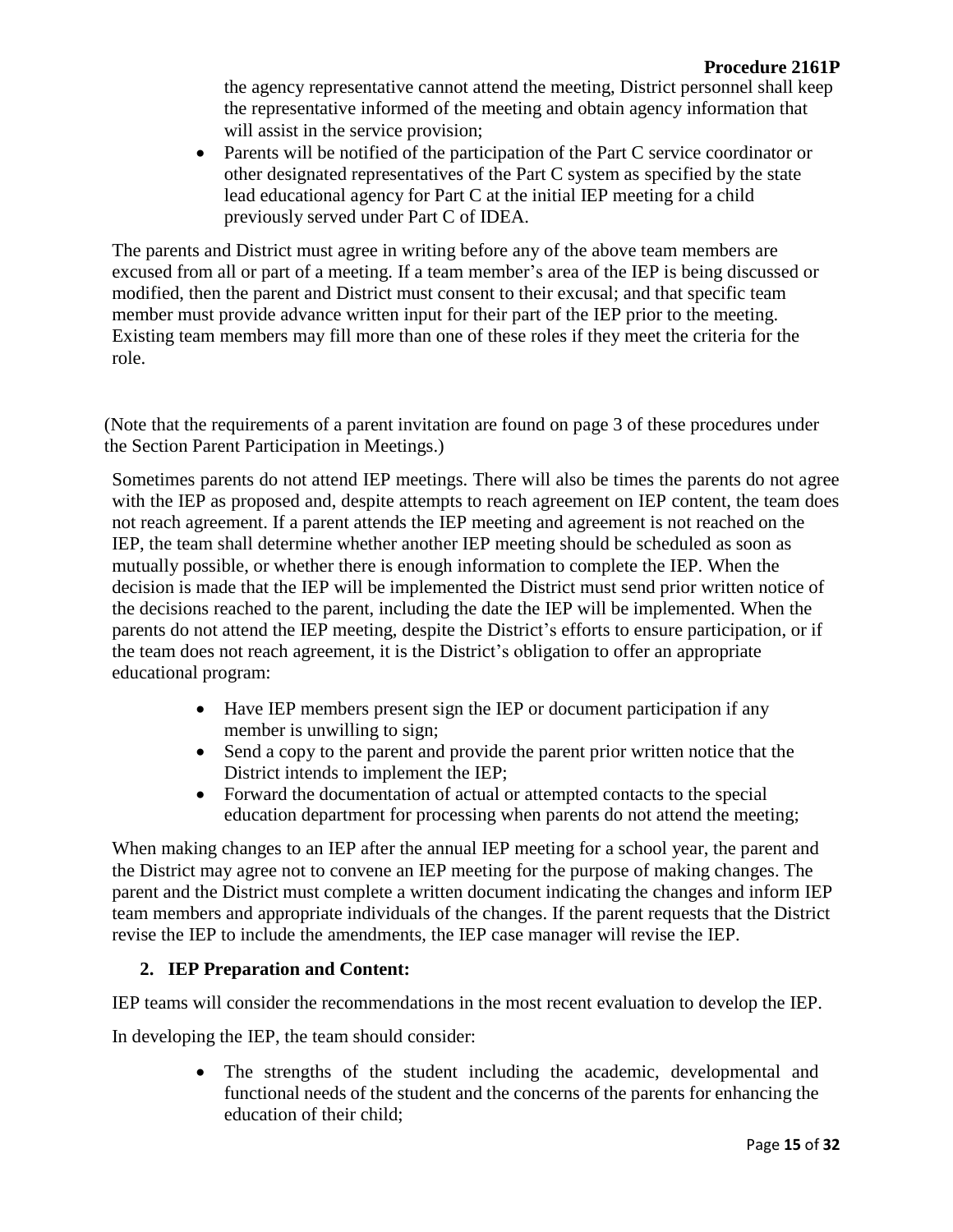the agency representative cannot attend the meeting, District personnel shall keep the representative informed of the meeting and obtain agency information that will assist in the service provision;

- Parents will be notified of the participation of the Part C service coordinator or other designated representatives of the Part C system as specified by the state lead educational agency for Part C at the initial IEP meeting for a child previously served under Part C of IDEA.

The parents and District must agree in writing before any of the above team members are excused from all or part of a meeting. If a team member's area of the IEP is being discussed or modified, then the parent and District must consent to their excusal; and that specific team member must provide advance written input for their part of the IEP prior to the meeting. Existing team members may fill more than one of these roles if they meet the criteria for the role.

(Note that the requirements of a parent invitation are found on page 3 of these procedures under the Section Parent Participation in Meetings.)

Sometimes parents do not attend IEP meetings. There will also be times the parents do not agree with the IEP as proposed and, despite attempts to reach agreement on IEP content, the team does not reach agreement. If a parent attends the IEP meeting and agreement is not reached on the IEP, the team shall determine whether another IEP meeting should be scheduled as soon as mutually possible, or whether there is enough information to complete the IEP. When the decision is made that the IEP will be implemented the District must send prior written notice of the decisions reached to the parent, including the date the IEP will be implemented. When the parents do not attend the IEP meeting, despite the District's efforts to ensure participation, or if the team does not reach agreement, it is the District's obligation to offer an appropriate educational program:

- Have IEP members present sign the IEP or document participation if any member is unwilling to sign;
- Send a copy to the parent and provide the parent prior written notice that the District intends to implement the IEP;
- Forward the documentation of actual or attempted contacts to the special education department for processing when parents do not attend the meeting;

When making changes to an IEP after the annual IEP meeting for a school year, the parent and the District may agree not to convene an IEP meeting for the purpose of making changes. The parent and the District must complete a written document indicating the changes and inform IEP team members and appropriate individuals of the changes. If the parent requests that the District revise the IEP to include the amendments, the IEP case manager will revise the IEP.

**2. IEP Preparation and Content:**

IEP teams will consider the recommendations in the most recent evaluation to develop the IEP.

In developing the IEP, the team should consider:

- The strengths of the student including the academic, developmental and functional needs of the student and the concerns of the parents for enhancing the education of their child;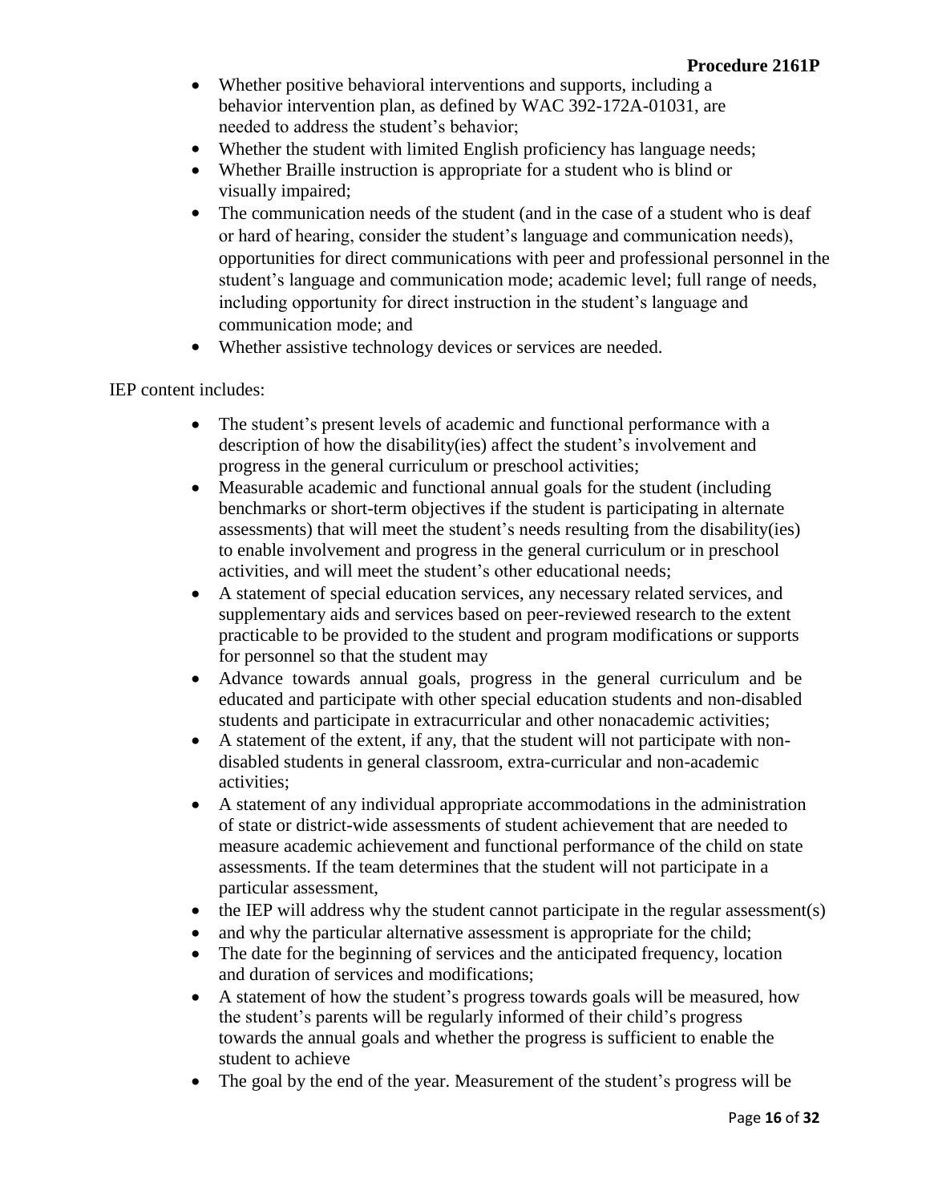- Whether positive behavioral interventions and supports, including a behavior intervention plan, as defined by WAC 392-172A-01031, are needed to address the student's behavior;
- Whether the student with limited English proficiency has language needs;
- Whether Braille instruction is appropriate for a student who is blind or visually impaired;
- The communication needs of the student (and in the case of a student who is deaf or hard of hearing, consider the student's language and communication needs), opportunities for direct communications with peer and professional personnel in the student's language and communication mode; academic level; full range of needs, including opportunity for direct instruction in the student's language and communication mode; and
- Whether assistive technology devices or services are needed.

IEP content includes:

- The student's present levels of academic and functional performance with a description of how the disability(ies) affect the student's involvement and progress in the general curriculum or preschool activities;
- Measurable academic and functional annual goals for the student (including benchmarks or short-term objectives if the student is participating in alternate assessments) that will meet the student's needs resulting from the disability(ies) to enable involvement and progress in the general curriculum or in preschool activities, and will meet the student's other educational needs;
- A statement of special education services, any necessary related services, and supplementary aids and services based on peer-reviewed research to the extent practicable to be provided to the student and program modifications or supports for personnel so that the student may
- Advance towards annual goals, progress in the general curriculum and be educated and participate with other special education students and non-disabled students and participate in extracurricular and other nonacademic activities;
- A statement of the extent, if any, that the student will not participate with non-disabled students in general classroom, extra-curricular and non-academic activities;
- A statement of any individual appropriate accommodations in the administration of state or district-wide assessments of student achievement that are needed to measure academic achievement and functional performance of the child on state assessments. If the team determines that the student will not participate in a particular assessment,
- the IEP will address why the student cannot participate in the regular assessment(s)
- and why the particular alternative assessment is appropriate for the child;
- The date for the beginning of services and the anticipated frequency, location and duration of services and modifications;
- A statement of how the student's progress towards goals will be measured, how the student's parents will be regularly informed of their child's progress towards the annual goals and whether the progress is sufficient to enable the student to achieve
- The goal by the end of the year. Measurement of the student's progress will be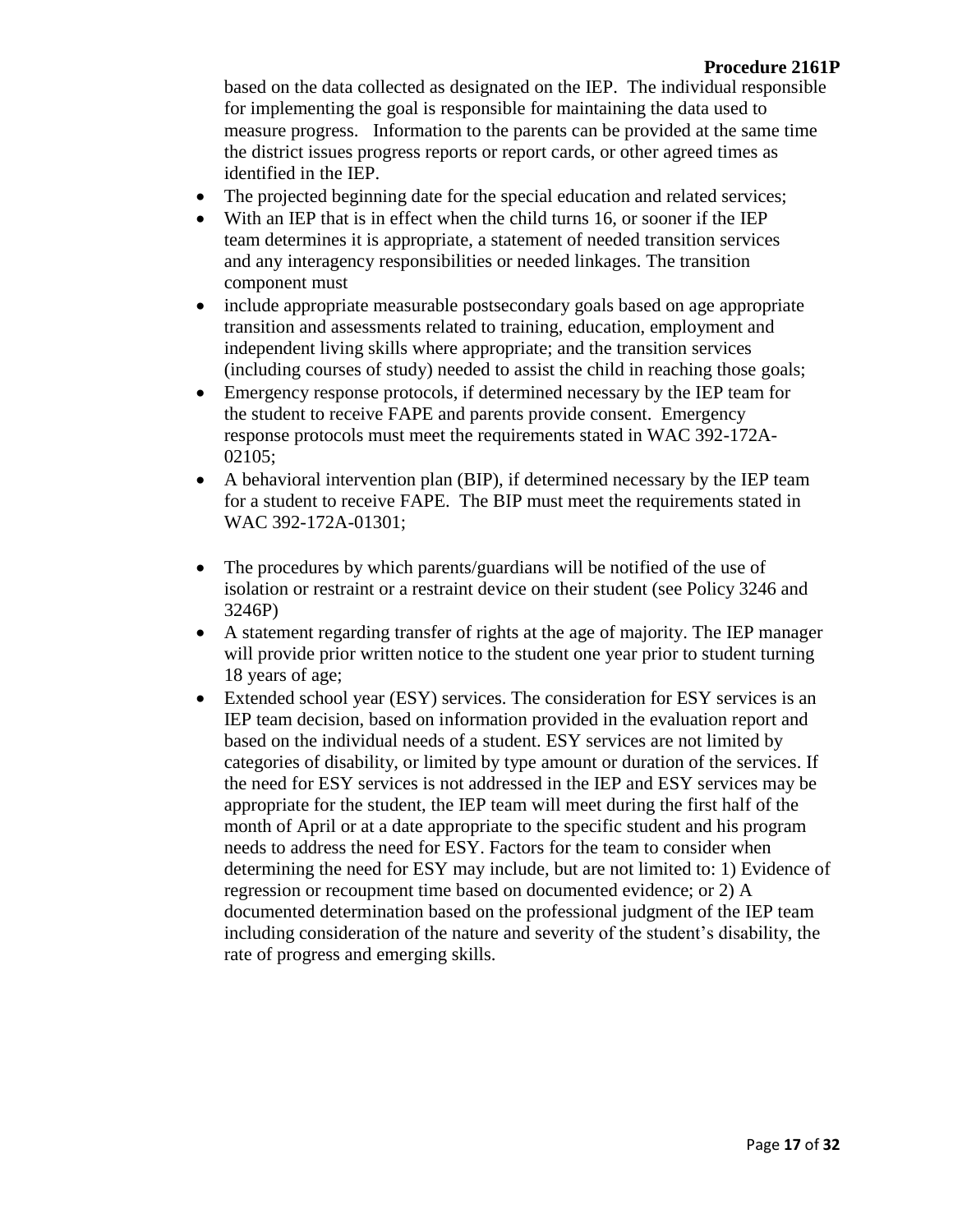based on the data collected as designated on the IEP. The individual responsible for implementing the goal is responsible for maintaining the data used to measure progress. Information to the parents can be provided at the same time the district issues progress reports or report cards, or other agreed times as identified in the IEP.

- The projected beginning date for the special education and related services;
- With an IEP that is in effect when the child turns 16, or sooner if the IEP team determines it is appropriate, a statement of needed transition services and any interagency responsibilities or needed linkages. The transition component must
- include appropriate measurable postsecondary goals based on age appropriate transition and assessments related to training, education, employment and independent living skills where appropriate; and the transition services (including courses of study) needed to assist the child in reaching those goals;
- Emergency response protocols, if determined necessary by the IEP team for the student to receive FAPE and parents provide consent. Emergency response protocols must meet the requirements stated in WAC 392-172A-02105;
- A behavioral intervention plan (BIP), if determined necessary by the IEP team for a student to receive FAPE. The BIP must meet the requirements stated in WAC 392-172A-01301;
- The procedures by which parents/guardians will be notified of the use of isolation or restraint or a restraint device on their student (see Policy 3246 and 3246P)
- A statement regarding transfer of rights at the age of majority. The IEP manager will provide prior written notice to the student one year prior to student turning 18 years of age;
- Extended school year (ESY) services. The consideration for ESY services is an IEP team decision, based on information provided in the evaluation report and based on the individual needs of a student. ESY services are not limited by categories of disability, or limited by type amount or duration of the services. If the need for ESY services is not addressed in the IEP and ESY services may be appropriate for the student, the IEP team will meet during the first half of the month of April or at a date appropriate to the specific student and his program needs to address the need for ESY. Factors for the team to consider when determining the need for ESY may include, but are not limited to: 1) Evidence of regression or recoupment time based on documented evidence; or 2) A documented determination based on the professional judgment of the IEP team including consideration of the nature and severity of the student's disability, the rate of progress and emerging skills.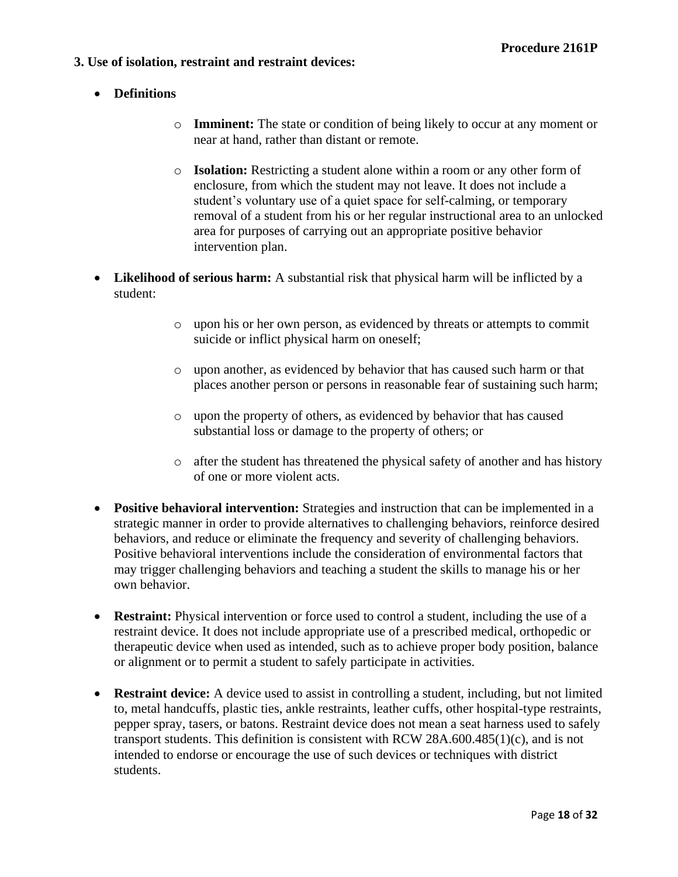**3. Use of isolation, restraint and restraint devices:**

- **Definitions**
    - **Imminent:** The state or condition of being likely to occur at any moment or near at hand, rather than distant or remote.
    - **Isolation:** Restricting a student alone within a room or any other form of enclosure, from which the student may not leave. It does not include a student's voluntary use of a quiet space for self-calming, or temporary removal of a student from his or her regular instructional area to an unlocked area for purposes of carrying out an appropriate positive behavior intervention plan.
- **Likelihood of serious harm:** A substantial risk that physical harm will be inflicted by a student:
    - upon his or her own person, as evidenced by threats or attempts to commit suicide or inflict physical harm on oneself;
    - upon another, as evidenced by behavior that has caused such harm or that places another person or persons in reasonable fear of sustaining such harm;
    - upon the property of others, as evidenced by behavior that has caused substantial loss or damage to the property of others; or
    - after the student has threatened the physical safety of another and has history of one or more violent acts.
- **Positive behavioral intervention:** Strategies and instruction that can be implemented in a strategic manner in order to provide alternatives to challenging behaviors, reinforce desired behaviors, and reduce or eliminate the frequency and severity of challenging behaviors. Positive behavioral interventions include the consideration of environmental factors that may trigger challenging behaviors and teaching a student the skills to manage his or her own behavior.
- **Restraint:** Physical intervention or force used to control a student, including the use of a restraint device. It does not include appropriate use of a prescribed medical, orthopedic or therapeutic device when used as intended, such as to achieve proper body position, balance or alignment or to permit a student to safely participate in activities.
- **Restraint device:** A device used to assist in controlling a student, including, but not limited to, metal handcuffs, plastic ties, ankle restraints, leather cuffs, other hospital-type restraints, pepper spray, tasers, or batons. Restraint device does not mean a seat harness used to safely transport students. This definition is consistent with RCW 28A.600.485(1)(c), and is not intended to endorse or encourage the use of such devices or techniques with district students.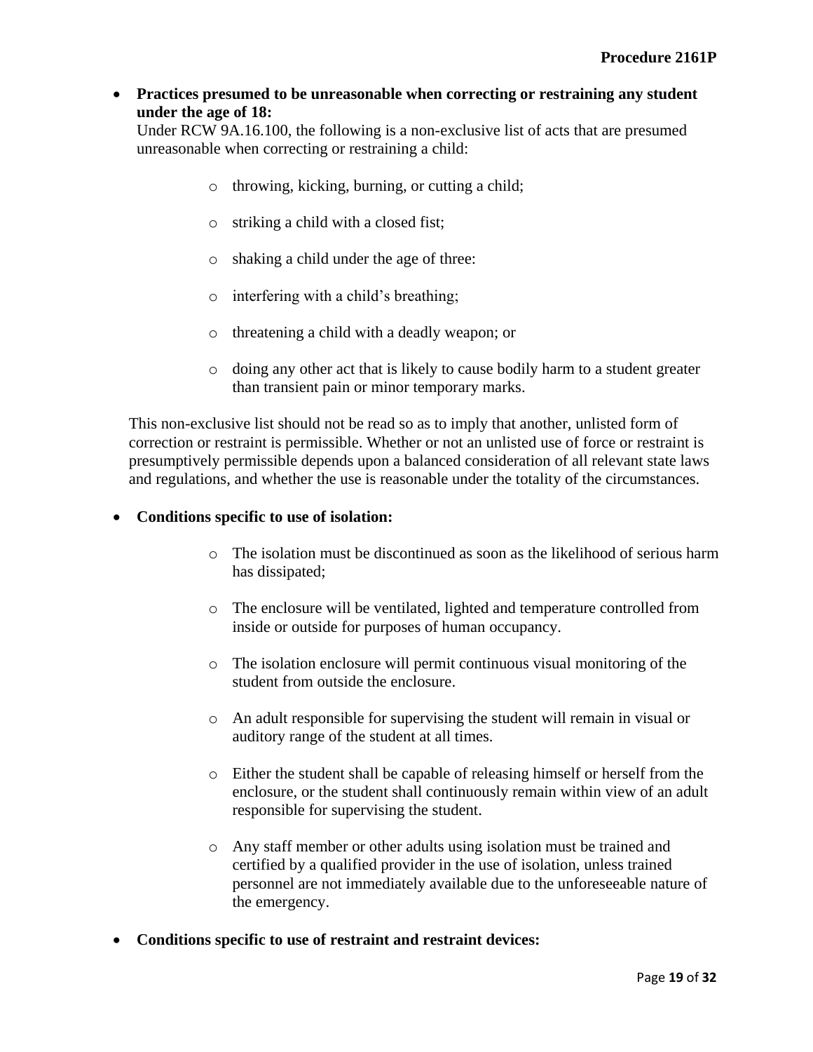- **Practices presumed to be unreasonable when correcting or restraining any student under the age of 18:**
  Under RCW 9A.16.100, the following is a non-exclusive list of acts that are presumed unreasonable when correcting or restraining a child:

    - throwing, kicking, burning, or cutting a child;
    - striking a child with a closed fist;
    - shaking a child under the age of three:
    - interfering with a child's breathing;
    - threatening a child with a deadly weapon; or
    - doing any other act that is likely to cause bodily harm to a student greater than transient pain or minor temporary marks.

  This non-exclusive list should not be read so as to imply that another, unlisted form of correction or restraint is permissible. Whether or not an unlisted use of force or restraint is presumptively permissible depends upon a balanced consideration of all relevant state laws and regulations, and whether the use is reasonable under the totality of the circumstances.

- **Conditions specific to use of isolation:**

    - The isolation must be discontinued as soon as the likelihood of serious harm has dissipated;
    - The enclosure will be ventilated, lighted and temperature controlled from inside or outside for purposes of human occupancy.
    - The isolation enclosure will permit continuous visual monitoring of the student from outside the enclosure.
    - An adult responsible for supervising the student will remain in visual or auditory range of the student at all times.
    - Either the student shall be capable of releasing himself or herself from the enclosure, or the student shall continuously remain within view of an adult responsible for supervising the student.
    - Any staff member or other adults using isolation must be trained and certified by a qualified provider in the use of isolation, unless trained personnel are not immediately available due to the unforeseeable nature of the emergency.

- **Conditions specific to use of restraint and restraint devices:**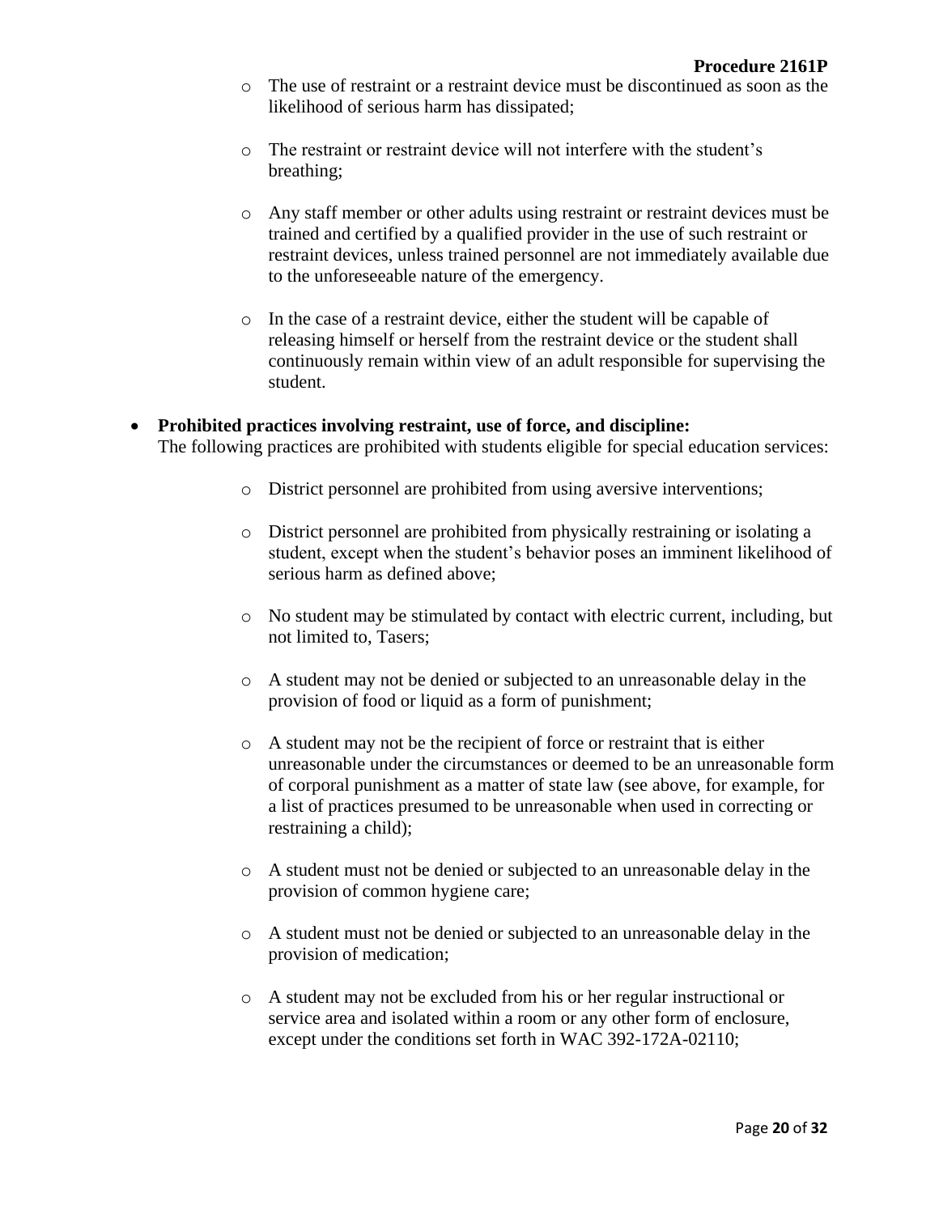- The use of restraint or a restraint device must be discontinued as soon as the likelihood of serious harm has dissipated;
- The restraint or restraint device will not interfere with the student's breathing;
- Any staff member or other adults using restraint or restraint devices must be trained and certified by a qualified provider in the use of such restraint or restraint devices, unless trained personnel are not immediately available due to the unforeseeable nature of the emergency.
- In the case of a restraint device, either the student will be capable of releasing himself or herself from the restraint device or the student shall continuously remain within view of an adult responsible for supervising the student.

- **Prohibited practices involving restraint, use of force, and discipline:** The following practices are prohibited with students eligible for special education services:
  - District personnel are prohibited from using aversive interventions;
  - District personnel are prohibited from physically restraining or isolating a student, except when the student's behavior poses an imminent likelihood of serious harm as defined above;
  - No student may be stimulated by contact with electric current, including, but not limited to, Tasers;
  - A student may not be denied or subjected to an unreasonable delay in the provision of food or liquid as a form of punishment;
  - A student may not be the recipient of force or restraint that is either unreasonable under the circumstances or deemed to be an unreasonable form of corporal punishment as a matter of state law (see above, for example, for a list of practices presumed to be unreasonable when used in correcting or restraining a child);
  - A student must not be denied or subjected to an unreasonable delay in the provision of common hygiene care;
  - A student must not be denied or subjected to an unreasonable delay in the provision of medication;
  - A student may not be excluded from his or her regular instructional or service area and isolated within a room or any other form of enclosure, except under the conditions set forth in WAC 392-172A-02110;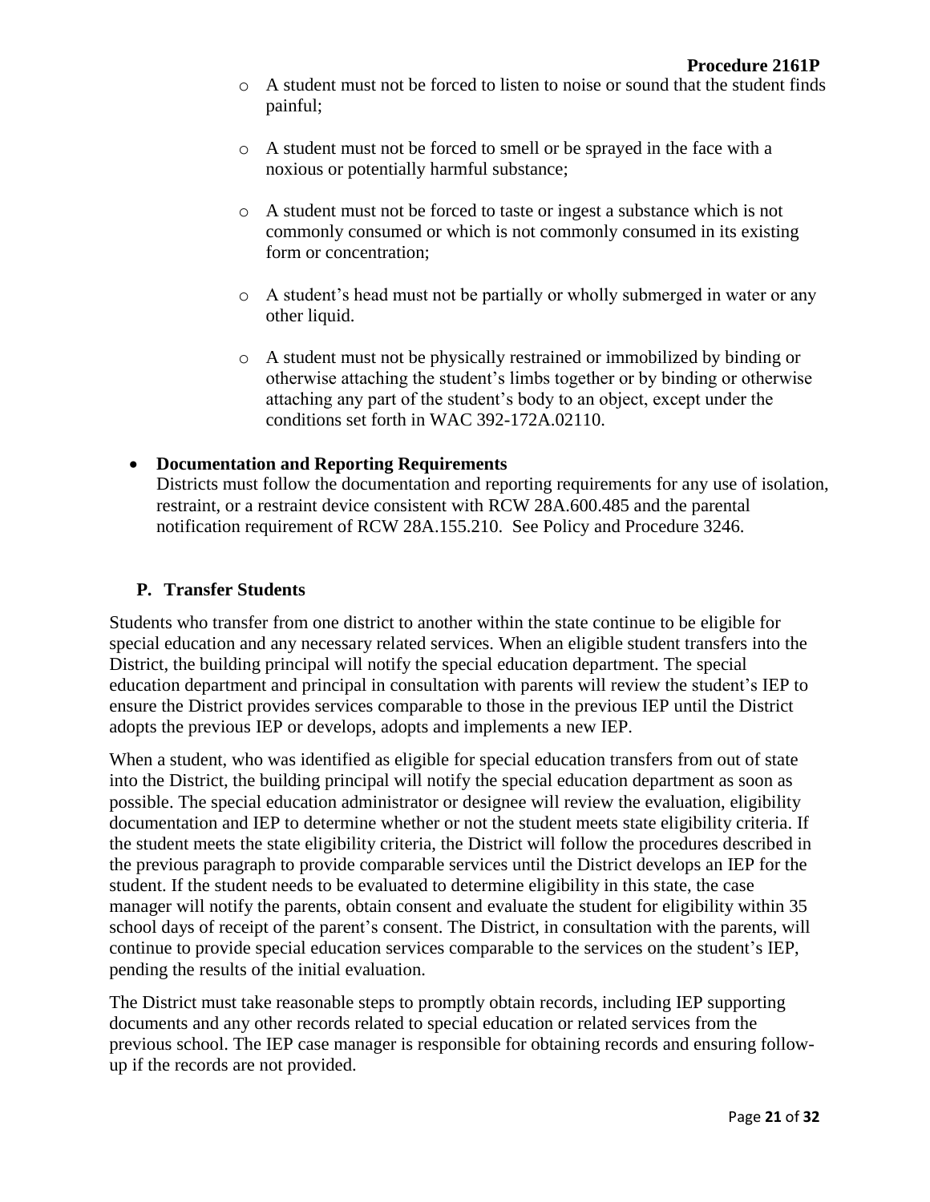- A student must not be forced to listen to noise or sound that the student finds painful;
- A student must not be forced to smell or be sprayed in the face with a noxious or potentially harmful substance;
- A student must not be forced to taste or ingest a substance which is not commonly consumed or which is not commonly consumed in its existing form or concentration;
- A student's head must not be partially or wholly submerged in water or any other liquid.
- A student must not be physically restrained or immobilized by binding or otherwise attaching the student's limbs together or by binding or otherwise attaching any part of the student's body to an object, except under the conditions set forth in WAC 392-172A.02110.

- **Documentation and Reporting Requirements**
  Districts must follow the documentation and reporting requirements for any use of isolation, restraint, or a restraint device consistent with RCW 28A.600.485 and the parental notification requirement of RCW 28A.155.210. See Policy and Procedure 3246.

### P. Transfer Students

Students who transfer from one district to another within the state continue to be eligible for special education and any necessary related services. When an eligible student transfers into the District, the building principal will notify the special education department. The special education department and principal in consultation with parents will review the student's IEP to ensure the District provides services comparable to those in the previous IEP until the District adopts the previous IEP or develops, adopts and implements a new IEP.

When a student, who was identified as eligible for special education transfers from out of state into the District, the building principal will notify the special education department as soon as possible. The special education administrator or designee will review the evaluation, eligibility documentation and IEP to determine whether or not the student meets state eligibility criteria. If the student meets the state eligibility criteria, the District will follow the procedures described in the previous paragraph to provide comparable services until the District develops an IEP for the student. If the student needs to be evaluated to determine eligibility in this state, the case manager will notify the parents, obtain consent and evaluate the student for eligibility within 35 school days of receipt of the parent's consent. The District, in consultation with the parents, will continue to provide special education services comparable to the services on the student's IEP, pending the results of the initial evaluation.

The District must take reasonable steps to promptly obtain records, including IEP supporting documents and any other records related to special education or related services from the previous school. The IEP case manager is responsible for obtaining records and ensuring follow-up if the records are not provided.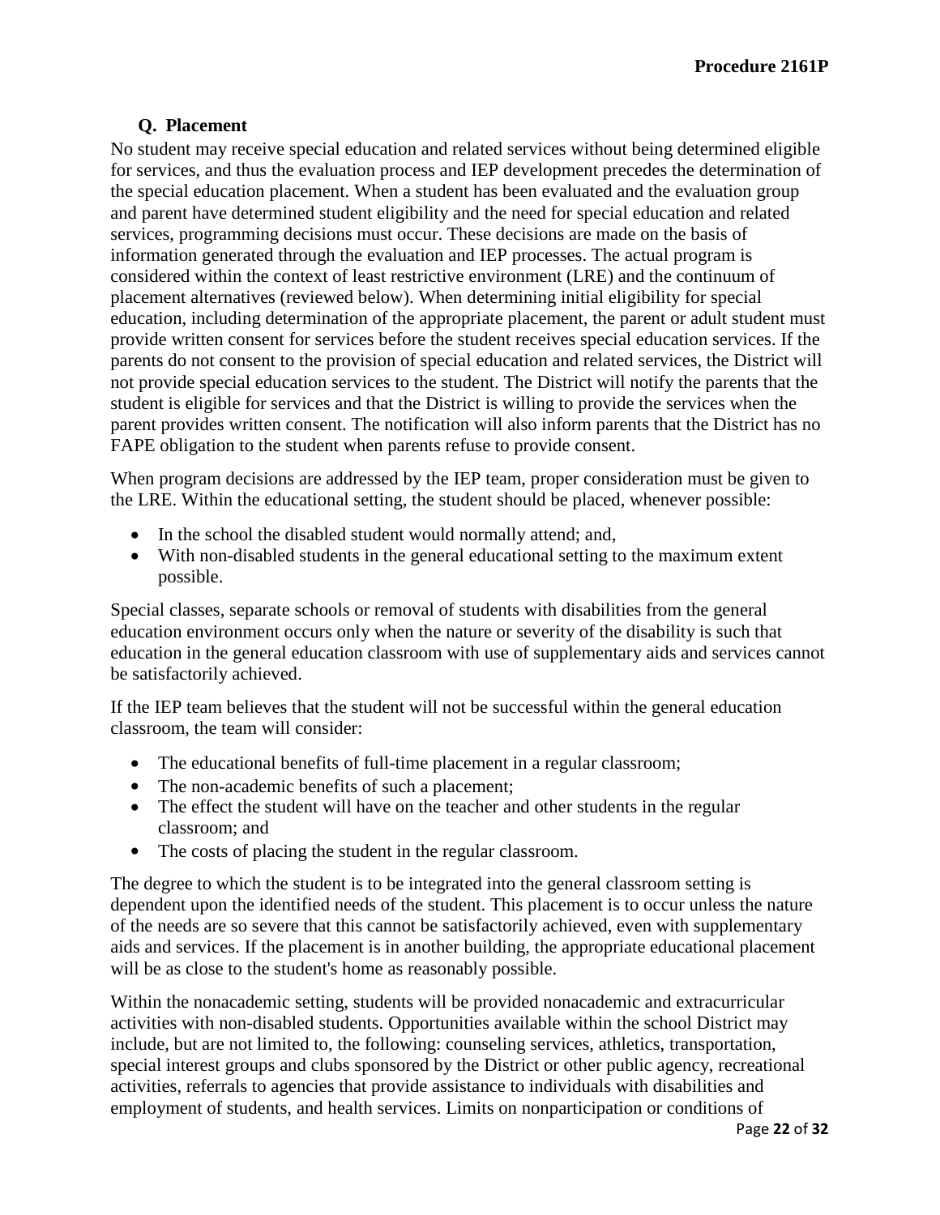### Q. Placement

No student may receive special education and related services without being determined eligible for services, and thus the evaluation process and IEP development precedes the determination of the special education placement. When a student has been evaluated and the evaluation group and parent have determined student eligibility and the need for special education and related services, programming decisions must occur. These decisions are made on the basis of information generated through the evaluation and IEP processes. The actual program is considered within the context of least restrictive environment (LRE) and the continuum of placement alternatives (reviewed below). When determining initial eligibility for special education, including determination of the appropriate placement, the parent or adult student must provide written consent for services before the student receives special education services. If the parents do not consent to the provision of special education and related services, the District will not provide special education services to the student. The District will notify the parents that the student is eligible for services and that the District is willing to provide the services when the parent provides written consent. The notification will also inform parents that the District has no FAPE obligation to the student when parents refuse to provide consent.

When program decisions are addressed by the IEP team, proper consideration must be given to the LRE. Within the educational setting, the student should be placed, whenever possible:

- In the school the disabled student would normally attend; and,
- With non-disabled students in the general educational setting to the maximum extent possible.

Special classes, separate schools or removal of students with disabilities from the general education environment occurs only when the nature or severity of the disability is such that education in the general education classroom with use of supplementary aids and services cannot be satisfactorily achieved.

If the IEP team believes that the student will not be successful within the general education classroom, the team will consider:

- The educational benefits of full-time placement in a regular classroom;
- The non-academic benefits of such a placement;
- The effect the student will have on the teacher and other students in the regular classroom; and
- The costs of placing the student in the regular classroom.

The degree to which the student is to be integrated into the general classroom setting is dependent upon the identified needs of the student. This placement is to occur unless the nature of the needs are so severe that this cannot be satisfactorily achieved, even with supplementary aids and services. If the placement is in another building, the appropriate educational placement will be as close to the student's home as reasonably possible.

Within the nonacademic setting, students will be provided nonacademic and extracurricular activities with non-disabled students. Opportunities available within the school District may include, but are not limited to, the following: counseling services, athletics, transportation, special interest groups and clubs sponsored by the District or other public agency, recreational activities, referrals to agencies that provide assistance to individuals with disabilities and employment of students, and health services. Limits on nonparticipation or conditions of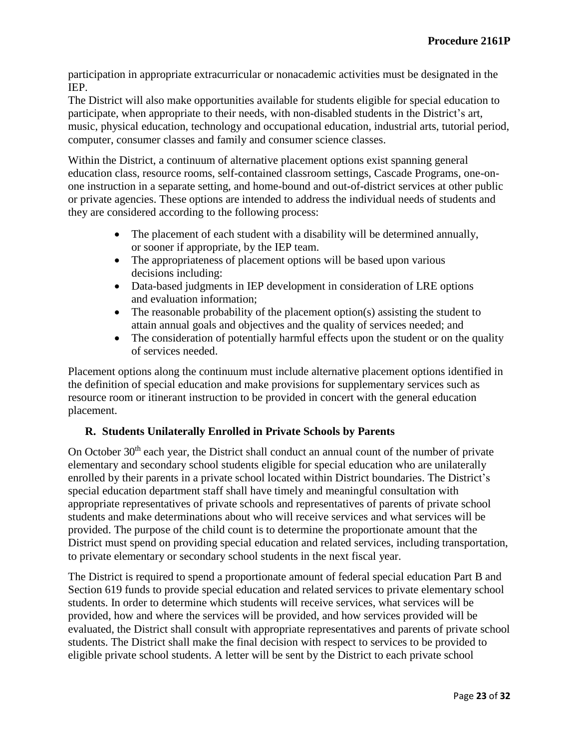participation in appropriate extracurricular or nonacademic activities must be designated in the IEP.

The District will also make opportunities available for students eligible for special education to participate, when appropriate to their needs, with non-disabled students in the District's art, music, physical education, technology and occupational education, industrial arts, tutorial period, computer, consumer classes and family and consumer science classes.

Within the District, a continuum of alternative placement options exist spanning general education class, resource rooms, self-contained classroom settings, Cascade Programs, one-on-one instruction in a separate setting, and home-bound and out-of-district services at other public or private agencies. These options are intended to address the individual needs of students and they are considered according to the following process:

- The placement of each student with a disability will be determined annually, or sooner if appropriate, by the IEP team.
- The appropriateness of placement options will be based upon various decisions including:
- Data-based judgments in IEP development in consideration of LRE options and evaluation information;
- The reasonable probability of the placement option(s) assisting the student to attain annual goals and objectives and the quality of services needed; and
- The consideration of potentially harmful effects upon the student or on the quality of services needed.

Placement options along the continuum must include alternative placement options identified in the definition of special education and make provisions for supplementary services such as resource room or itinerant instruction to be provided in concert with the general education placement.

### R. Students Unilaterally Enrolled in Private Schools by Parents

On October 30th each year, the District shall conduct an annual count of the number of private elementary and secondary school students eligible for special education who are unilaterally enrolled by their parents in a private school located within District boundaries. The District's special education department staff shall have timely and meaningful consultation with appropriate representatives of private schools and representatives of parents of private school students and make determinations about who will receive services and what services will be provided. The purpose of the child count is to determine the proportionate amount that the District must spend on providing special education and related services, including transportation, to private elementary or secondary school students in the next fiscal year.

The District is required to spend a proportionate amount of federal special education Part B and Section 619 funds to provide special education and related services to private elementary school students. In order to determine which students will receive services, what services will be provided, how and where the services will be provided, and how services provided will be evaluated, the District shall consult with appropriate representatives and parents of private school students. The District shall make the final decision with respect to services to be provided to eligible private school students. A letter will be sent by the District to each private school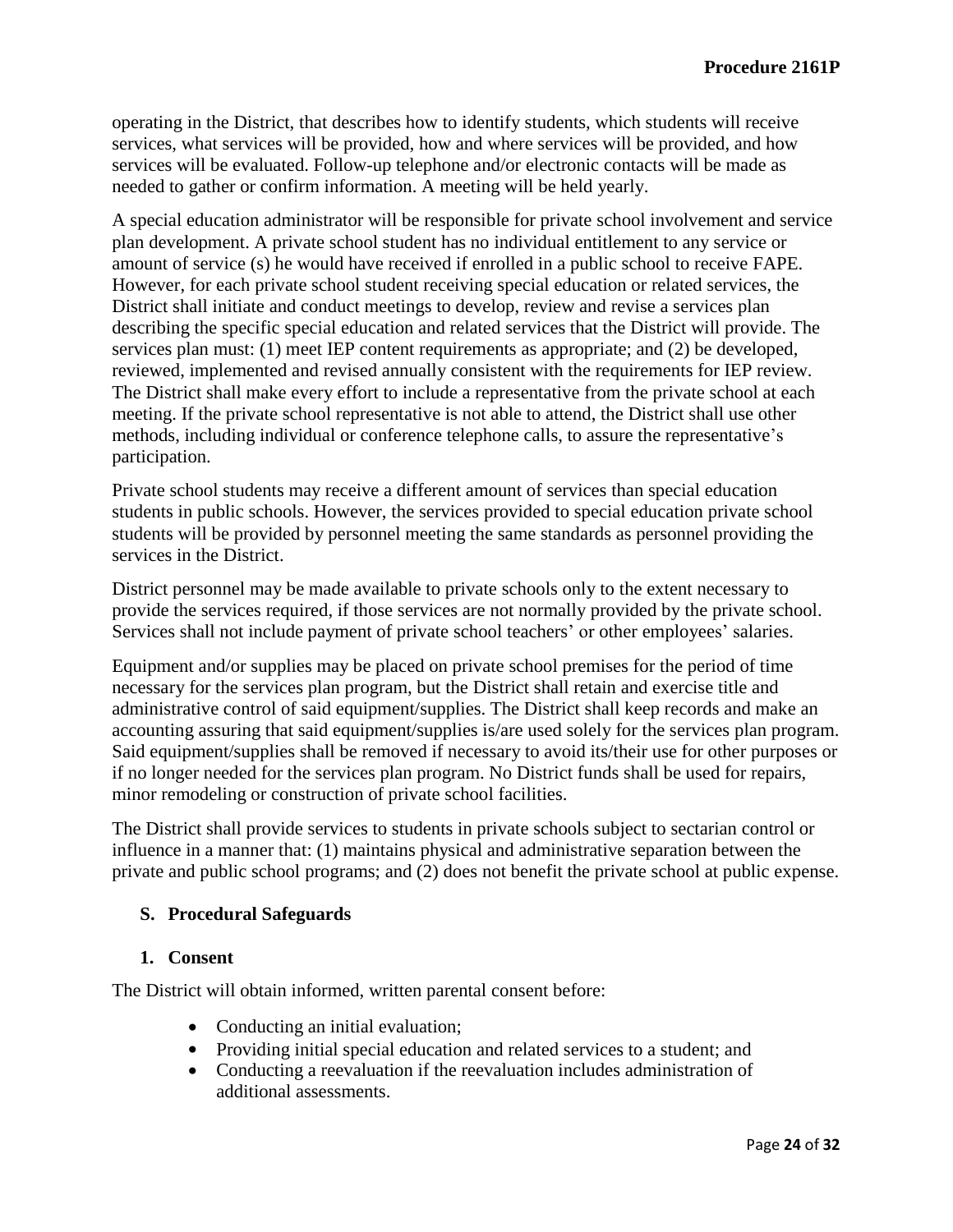operating in the District, that describes how to identify students, which students will receive services, what services will be provided, how and where services will be provided, and how services will be evaluated. Follow-up telephone and/or electronic contacts will be made as needed to gather or confirm information. A meeting will be held yearly.

A special education administrator will be responsible for private school involvement and service plan development. A private school student has no individual entitlement to any service or amount of service (s) he would have received if enrolled in a public school to receive FAPE. However, for each private school student receiving special education or related services, the District shall initiate and conduct meetings to develop, review and revise a services plan describing the specific special education and related services that the District will provide. The services plan must: (1) meet IEP content requirements as appropriate; and (2) be developed, reviewed, implemented and revised annually consistent with the requirements for IEP review. The District shall make every effort to include a representative from the private school at each meeting. If the private school representative is not able to attend, the District shall use other methods, including individual or conference telephone calls, to assure the representative's participation.

Private school students may receive a different amount of services than special education students in public schools. However, the services provided to special education private school students will be provided by personnel meeting the same standards as personnel providing the services in the District.

District personnel may be made available to private schools only to the extent necessary to provide the services required, if those services are not normally provided by the private school. Services shall not include payment of private school teachers' or other employees' salaries.

Equipment and/or supplies may be placed on private school premises for the period of time necessary for the services plan program, but the District shall retain and exercise title and administrative control of said equipment/supplies. The District shall keep records and make an accounting assuring that said equipment/supplies is/are used solely for the services plan program. Said equipment/supplies shall be removed if necessary to avoid its/their use for other purposes or if no longer needed for the services plan program. No District funds shall be used for repairs, minor remodeling or construction of private school facilities.

The District shall provide services to students in private schools subject to sectarian control or influence in a manner that: (1) maintains physical and administrative separation between the private and public school programs; and (2) does not benefit the private school at public expense.

### S. Procedural Safeguards

#### 1. Consent

The District will obtain informed, written parental consent before:

- Conducting an initial evaluation;
- Providing initial special education and related services to a student; and
- Conducting a reevaluation if the reevaluation includes administration of additional assessments.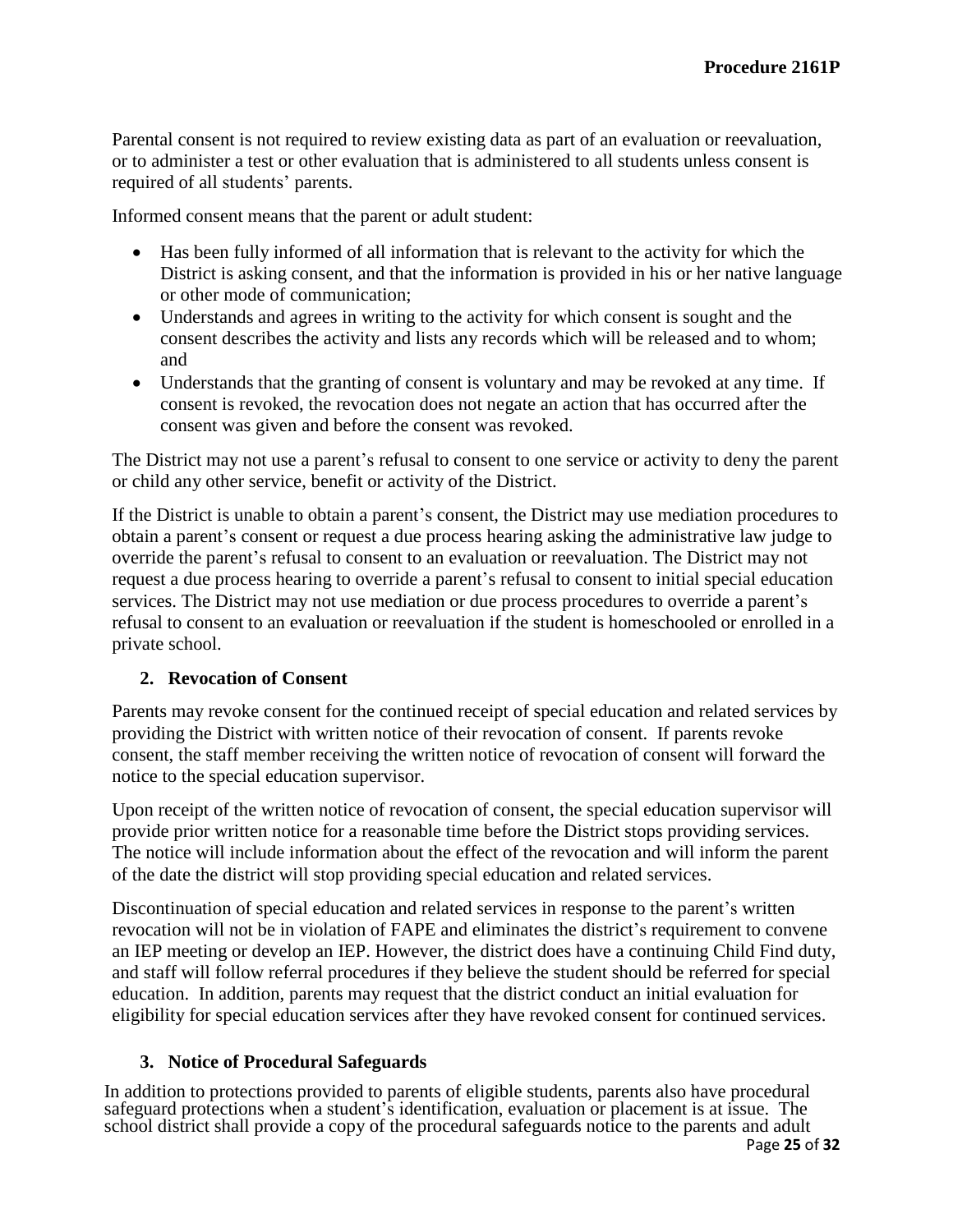Parental consent is not required to review existing data as part of an evaluation or reevaluation, or to administer a test or other evaluation that is administered to all students unless consent is required of all students' parents.

Informed consent means that the parent or adult student:

- Has been fully informed of all information that is relevant to the activity for which the District is asking consent, and that the information is provided in his or her native language or other mode of communication;
- Understands and agrees in writing to the activity for which consent is sought and the consent describes the activity and lists any records which will be released and to whom; and
- Understands that the granting of consent is voluntary and may be revoked at any time. If consent is revoked, the revocation does not negate an action that has occurred after the consent was given and before the consent was revoked.

The District may not use a parent's refusal to consent to one service or activity to deny the parent or child any other service, benefit or activity of the District.

If the District is unable to obtain a parent's consent, the District may use mediation procedures to obtain a parent's consent or request a due process hearing asking the administrative law judge to override the parent's refusal to consent to an evaluation or reevaluation. The District may not request a due process hearing to override a parent's refusal to consent to initial special education services. The District may not use mediation or due process procedures to override a parent's refusal to consent to an evaluation or reevaluation if the student is homeschooled or enrolled in a private school.

### 2. Revocation of Consent

Parents may revoke consent for the continued receipt of special education and related services by providing the District with written notice of their revocation of consent. If parents revoke consent, the staff member receiving the written notice of revocation of consent will forward the notice to the special education supervisor.

Upon receipt of the written notice of revocation of consent, the special education supervisor will provide prior written notice for a reasonable time before the District stops providing services. The notice will include information about the effect of the revocation and will inform the parent of the date the district will stop providing special education and related services.

Discontinuation of special education and related services in response to the parent's written revocation will not be in violation of FAPE and eliminates the district's requirement to convene an IEP meeting or develop an IEP. However, the district does have a continuing Child Find duty, and staff will follow referral procedures if they believe the student should be referred for special education. In addition, parents may request that the district conduct an initial evaluation for eligibility for special education services after they have revoked consent for continued services.

### 3. Notice of Procedural Safeguards

In addition to protections provided to parents of eligible students, parents also have procedural safeguard protections when a student's identification, evaluation or placement is at issue. The school district shall provide a copy of the procedural safeguards notice to the parents and adult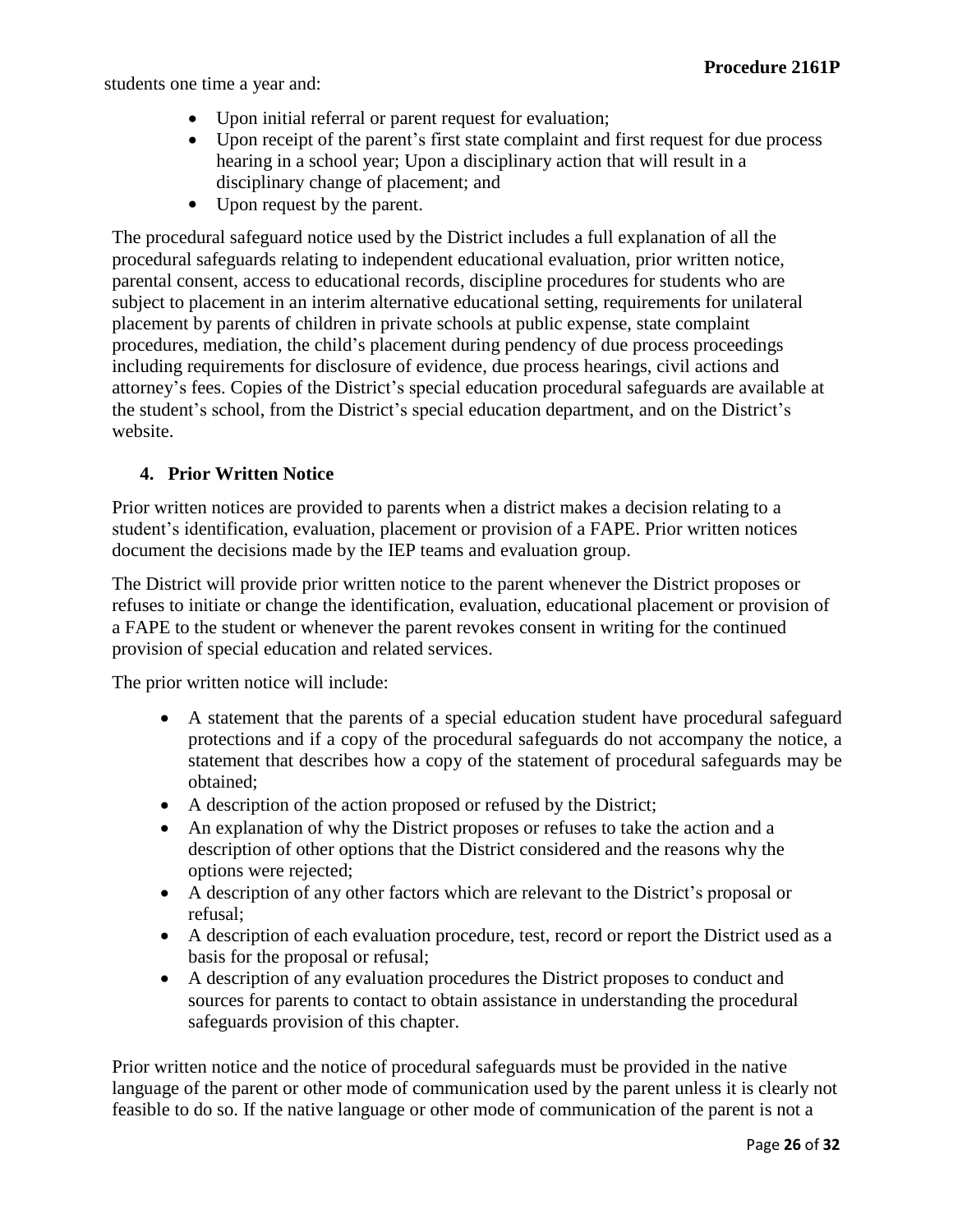students one time a year and:

- Upon initial referral or parent request for evaluation;
- Upon receipt of the parent's first state complaint and first request for due process hearing in a school year; Upon a disciplinary action that will result in a disciplinary change of placement; and
- Upon request by the parent.

The procedural safeguard notice used by the District includes a full explanation of all the procedural safeguards relating to independent educational evaluation, prior written notice, parental consent, access to educational records, discipline procedures for students who are subject to placement in an interim alternative educational setting, requirements for unilateral placement by parents of children in private schools at public expense, state complaint procedures, mediation, the child's placement during pendency of due process proceedings including requirements for disclosure of evidence, due process hearings, civil actions and attorney's fees. Copies of the District's special education procedural safeguards are available at the student's school, from the District's special education department, and on the District's website.

### 4. Prior Written Notice

Prior written notices are provided to parents when a district makes a decision relating to a student's identification, evaluation, placement or provision of a FAPE. Prior written notices document the decisions made by the IEP teams and evaluation group.

The District will provide prior written notice to the parent whenever the District proposes or refuses to initiate or change the identification, evaluation, educational placement or provision of a FAPE to the student or whenever the parent revokes consent in writing for the continued provision of special education and related services.

The prior written notice will include:

- A statement that the parents of a special education student have procedural safeguard protections and if a copy of the procedural safeguards do not accompany the notice, a statement that describes how a copy of the statement of procedural safeguards may be obtained;
- A description of the action proposed or refused by the District;
- An explanation of why the District proposes or refuses to take the action and a description of other options that the District considered and the reasons why the options were rejected;
- A description of any other factors which are relevant to the District's proposal or refusal;
- A description of each evaluation procedure, test, record or report the District used as a basis for the proposal or refusal;
- A description of any evaluation procedures the District proposes to conduct and sources for parents to contact to obtain assistance in understanding the procedural safeguards provision of this chapter.

Prior written notice and the notice of procedural safeguards must be provided in the native language of the parent or other mode of communication used by the parent unless it is clearly not feasible to do so. If the native language or other mode of communication of the parent is not a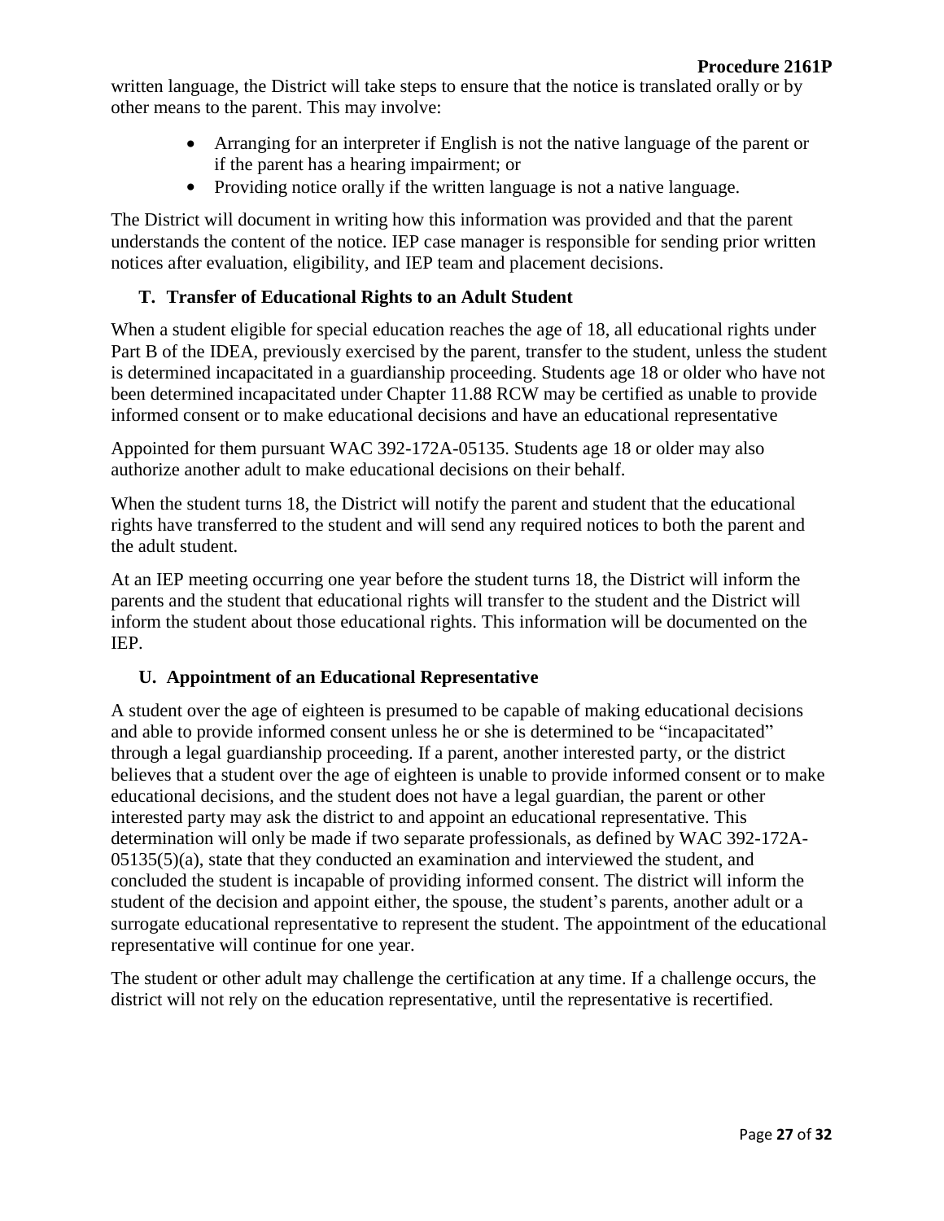written language, the District will take steps to ensure that the notice is translated orally or by other means to the parent. This may involve:

- Arranging for an interpreter if English is not the native language of the parent or if the parent has a hearing impairment; or
- Providing notice orally if the written language is not a native language.

The District will document in writing how this information was provided and that the parent understands the content of the notice. IEP case manager is responsible for sending prior written notices after evaluation, eligibility, and IEP team and placement decisions.

### T. Transfer of Educational Rights to an Adult Student

When a student eligible for special education reaches the age of 18, all educational rights under Part B of the IDEA, previously exercised by the parent, transfer to the student, unless the student is determined incapacitated in a guardianship proceeding. Students age 18 or older who have not been determined incapacitated under Chapter 11.88 RCW may be certified as unable to provide informed consent or to make educational decisions and have an educational representative

Appointed for them pursuant WAC 392-172A-05135. Students age 18 or older may also authorize another adult to make educational decisions on their behalf.

When the student turns 18, the District will notify the parent and student that the educational rights have transferred to the student and will send any required notices to both the parent and the adult student.

At an IEP meeting occurring one year before the student turns 18, the District will inform the parents and the student that educational rights will transfer to the student and the District will inform the student about those educational rights. This information will be documented on the IEP.

### U. Appointment of an Educational Representative

A student over the age of eighteen is presumed to be capable of making educational decisions and able to provide informed consent unless he or she is determined to be "incapacitated" through a legal guardianship proceeding. If a parent, another interested party, or the district believes that a student over the age of eighteen is unable to provide informed consent or to make educational decisions, and the student does not have a legal guardian, the parent or other interested party may ask the district to and appoint an educational representative. This determination will only be made if two separate professionals, as defined by WAC 392-172A-05135(5)(a), state that they conducted an examination and interviewed the student, and concluded the student is incapable of providing informed consent. The district will inform the student of the decision and appoint either, the spouse, the student's parents, another adult or a surrogate educational representative to represent the student. The appointment of the educational representative will continue for one year.

The student or other adult may challenge the certification at any time. If a challenge occurs, the district will not rely on the education representative, until the representative is recertified.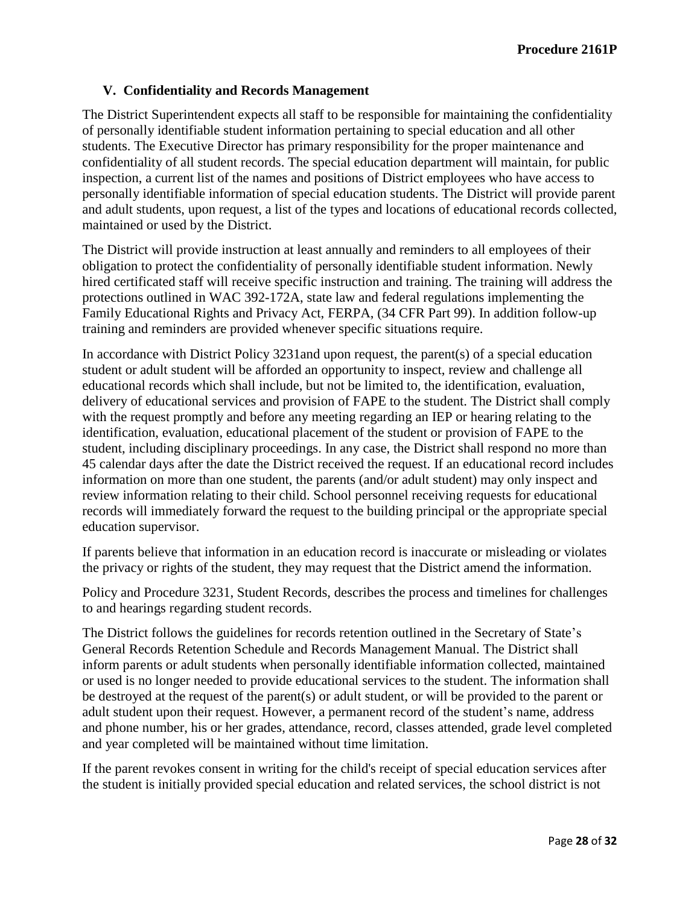### V. Confidentiality and Records Management

The District Superintendent expects all staff to be responsible for maintaining the confidentiality of personally identifiable student information pertaining to special education and all other students. The Executive Director has primary responsibility for the proper maintenance and confidentiality of all student records. The special education department will maintain, for public inspection, a current list of the names and positions of District employees who have access to personally identifiable information of special education students. The District will provide parent and adult students, upon request, a list of the types and locations of educational records collected, maintained or used by the District.

The District will provide instruction at least annually and reminders to all employees of their obligation to protect the confidentiality of personally identifiable student information. Newly hired certificated staff will receive specific instruction and training. The training will address the protections outlined in WAC 392-172A, state law and federal regulations implementing the Family Educational Rights and Privacy Act, FERPA, (34 CFR Part 99). In addition follow-up training and reminders are provided whenever specific situations require.

In accordance with District Policy 3231and upon request, the parent(s) of a special education student or adult student will be afforded an opportunity to inspect, review and challenge all educational records which shall include, but not be limited to, the identification, evaluation, delivery of educational services and provision of FAPE to the student. The District shall comply with the request promptly and before any meeting regarding an IEP or hearing relating to the identification, evaluation, educational placement of the student or provision of FAPE to the student, including disciplinary proceedings. In any case, the District shall respond no more than 45 calendar days after the date the District received the request. If an educational record includes information on more than one student, the parents (and/or adult student) may only inspect and review information relating to their child. School personnel receiving requests for educational records will immediately forward the request to the building principal or the appropriate special education supervisor.

If parents believe that information in an education record is inaccurate or misleading or violates the privacy or rights of the student, they may request that the District amend the information.

Policy and Procedure 3231, Student Records, describes the process and timelines for challenges to and hearings regarding student records.

The District follows the guidelines for records retention outlined in the Secretary of State's General Records Retention Schedule and Records Management Manual. The District shall inform parents or adult students when personally identifiable information collected, maintained or used is no longer needed to provide educational services to the student. The information shall be destroyed at the request of the parent(s) or adult student, or will be provided to the parent or adult student upon their request. However, a permanent record of the student's name, address and phone number, his or her grades, attendance, record, classes attended, grade level completed and year completed will be maintained without time limitation.

If the parent revokes consent in writing for the child's receipt of special education services after the student is initially provided special education and related services, the school district is not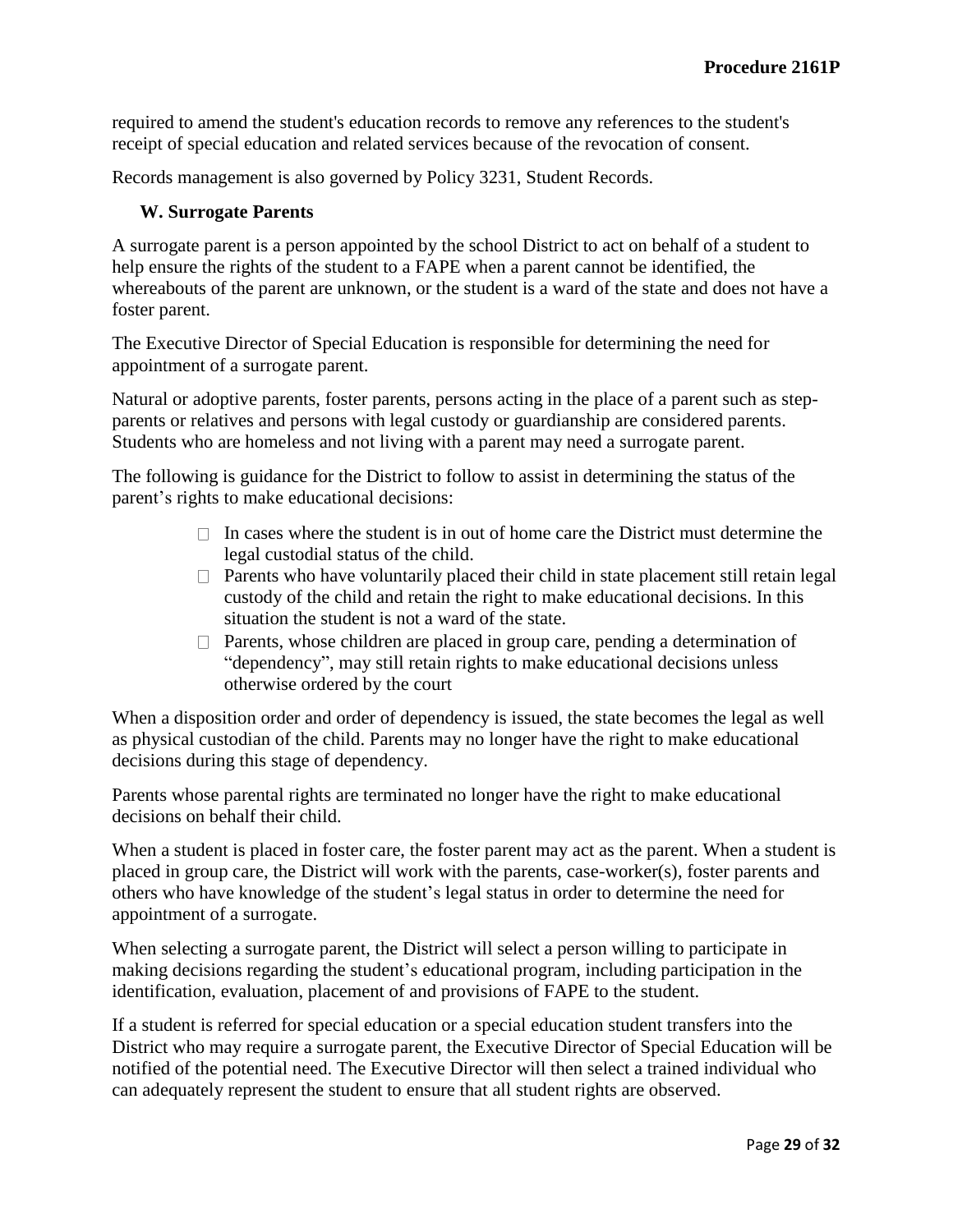required to amend the student's education records to remove any references to the student's receipt of special education and related services because of the revocation of consent.

Records management is also governed by Policy 3231, Student Records.

### W. Surrogate Parents

A surrogate parent is a person appointed by the school District to act on behalf of a student to help ensure the rights of the student to a FAPE when a parent cannot be identified, the whereabouts of the parent are unknown, or the student is a ward of the state and does not have a foster parent.

The Executive Director of Special Education is responsible for determining the need for appointment of a surrogate parent.

Natural or adoptive parents, foster parents, persons acting in the place of a parent such as step-parents or relatives and persons with legal custody or guardianship are considered parents. Students who are homeless and not living with a parent may need a surrogate parent.

The following is guidance for the District to follow to assist in determining the status of the parent's rights to make educational decisions:

- In cases where the student is in out of home care the District must determine the legal custodial status of the child.
- Parents who have voluntarily placed their child in state placement still retain legal custody of the child and retain the right to make educational decisions. In this situation the student is not a ward of the state.
- Parents, whose children are placed in group care, pending a determination of "dependency", may still retain rights to make educational decisions unless otherwise ordered by the court

When a disposition order and order of dependency is issued, the state becomes the legal as well as physical custodian of the child. Parents may no longer have the right to make educational decisions during this stage of dependency.

Parents whose parental rights are terminated no longer have the right to make educational decisions on behalf their child.

When a student is placed in foster care, the foster parent may act as the parent. When a student is placed in group care, the District will work with the parents, case-worker(s), foster parents and others who have knowledge of the student's legal status in order to determine the need for appointment of a surrogate.

When selecting a surrogate parent, the District will select a person willing to participate in making decisions regarding the student's educational program, including participation in the identification, evaluation, placement of and provisions of FAPE to the student.

If a student is referred for special education or a special education student transfers into the District who may require a surrogate parent, the Executive Director of Special Education will be notified of the potential need. The Executive Director will then select a trained individual who can adequately represent the student to ensure that all student rights are observed.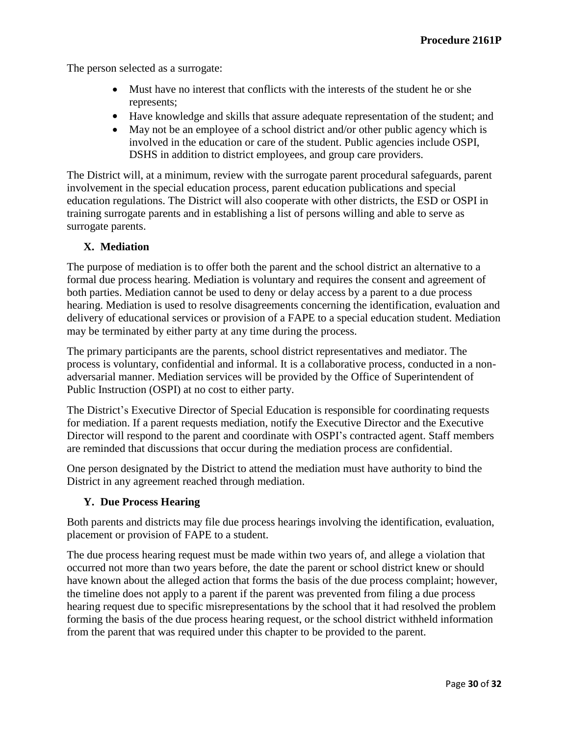The person selected as a surrogate:

- Must have no interest that conflicts with the interests of the student he or she represents;
- Have knowledge and skills that assure adequate representation of the student; and
- May not be an employee of a school district and/or other public agency which is involved in the education or care of the student. Public agencies include OSPI, DSHS in addition to district employees, and group care providers.

The District will, at a minimum, review with the surrogate parent procedural safeguards, parent involvement in the special education process, parent education publications and special education regulations. The District will also cooperate with other districts, the ESD or OSPI in training surrogate parents and in establishing a list of persons willing and able to serve as surrogate parents.

### X. Mediation

The purpose of mediation is to offer both the parent and the school district an alternative to a formal due process hearing. Mediation is voluntary and requires the consent and agreement of both parties. Mediation cannot be used to deny or delay access by a parent to a due process hearing. Mediation is used to resolve disagreements concerning the identification, evaluation and delivery of educational services or provision of a FAPE to a special education student. Mediation may be terminated by either party at any time during the process.

The primary participants are the parents, school district representatives and mediator. The process is voluntary, confidential and informal. It is a collaborative process, conducted in a non-adversarial manner. Mediation services will be provided by the Office of Superintendent of Public Instruction (OSPI) at no cost to either party.

The District's Executive Director of Special Education is responsible for coordinating requests for mediation. If a parent requests mediation, notify the Executive Director and the Executive Director will respond to the parent and coordinate with OSPI's contracted agent. Staff members are reminded that discussions that occur during the mediation process are confidential.

One person designated by the District to attend the mediation must have authority to bind the District in any agreement reached through mediation.

### Y. Due Process Hearing

Both parents and districts may file due process hearings involving the identification, evaluation, placement or provision of FAPE to a student.

The due process hearing request must be made within two years of, and allege a violation that occurred not more than two years before, the date the parent or school district knew or should have known about the alleged action that forms the basis of the due process complaint; however, the timeline does not apply to a parent if the parent was prevented from filing a due process hearing request due to specific misrepresentations by the school that it had resolved the problem forming the basis of the due process hearing request, or the school district withheld information from the parent that was required under this chapter to be provided to the parent.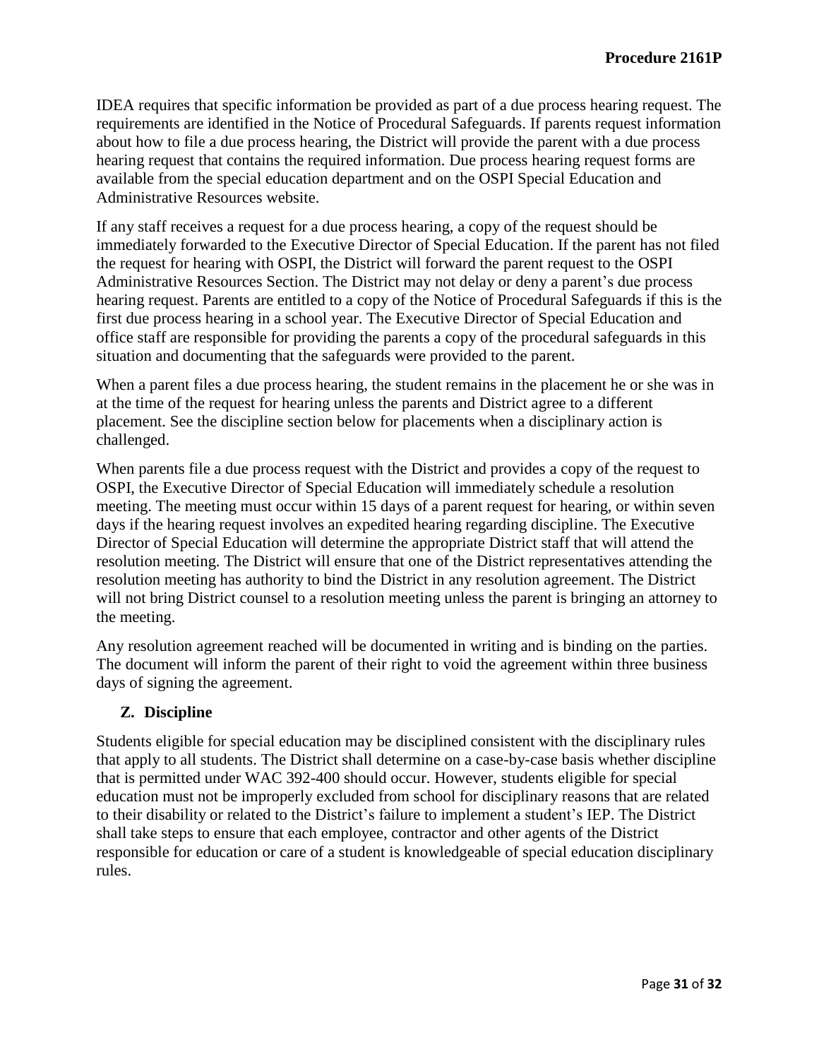IDEA requires that specific information be provided as part of a due process hearing request. The requirements are identified in the Notice of Procedural Safeguards. If parents request information about how to file a due process hearing, the District will provide the parent with a due process hearing request that contains the required information. Due process hearing request forms are available from the special education department and on the OSPI Special Education and Administrative Resources website.

If any staff receives a request for a due process hearing, a copy of the request should be immediately forwarded to the Executive Director of Special Education. If the parent has not filed the request for hearing with OSPI, the District will forward the parent request to the OSPI Administrative Resources Section. The District may not delay or deny a parent's due process hearing request. Parents are entitled to a copy of the Notice of Procedural Safeguards if this is the first due process hearing in a school year. The Executive Director of Special Education and office staff are responsible for providing the parents a copy of the procedural safeguards in this situation and documenting that the safeguards were provided to the parent.

When a parent files a due process hearing, the student remains in the placement he or she was in at the time of the request for hearing unless the parents and District agree to a different placement. See the discipline section below for placements when a disciplinary action is challenged.

When parents file a due process request with the District and provides a copy of the request to OSPI, the Executive Director of Special Education will immediately schedule a resolution meeting. The meeting must occur within 15 days of a parent request for hearing, or within seven days if the hearing request involves an expedited hearing regarding discipline. The Executive Director of Special Education will determine the appropriate District staff that will attend the resolution meeting. The District will ensure that one of the District representatives attending the resolution meeting has authority to bind the District in any resolution agreement. The District will not bring District counsel to a resolution meeting unless the parent is bringing an attorney to the meeting.

Any resolution agreement reached will be documented in writing and is binding on the parties. The document will inform the parent of their right to void the agreement within three business days of signing the agreement.

## Z. Discipline

Students eligible for special education may be disciplined consistent with the disciplinary rules that apply to all students. The District shall determine on a case-by-case basis whether discipline that is permitted under WAC 392-400 should occur. However, students eligible for special education must not be improperly excluded from school for disciplinary reasons that are related to their disability or related to the District's failure to implement a student's IEP. The District shall take steps to ensure that each employee, contractor and other agents of the District responsible for education or care of a student is knowledgeable of special education disciplinary rules.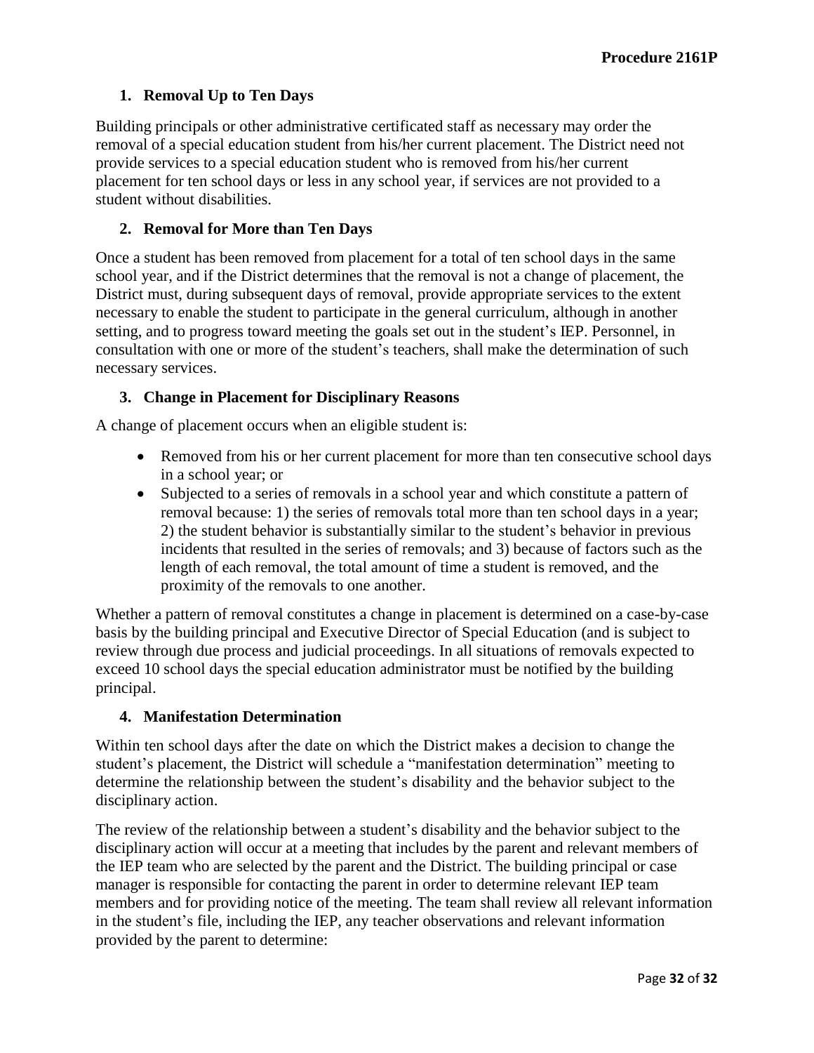### 1. Removal Up to Ten Days

Building principals or other administrative certificated staff as necessary may order the removal of a special education student from his/her current placement. The District need not provide services to a special education student who is removed from his/her current placement for ten school days or less in any school year, if services are not provided to a student without disabilities.

### 2. Removal for More than Ten Days

Once a student has been removed from placement for a total of ten school days in the same school year, and if the District determines that the removal is not a change of placement, the District must, during subsequent days of removal, provide appropriate services to the extent necessary to enable the student to participate in the general curriculum, although in another setting, and to progress toward meeting the goals set out in the student's IEP. Personnel, in consultation with one or more of the student's teachers, shall make the determination of such necessary services.

### 3. Change in Placement for Disciplinary Reasons

A change of placement occurs when an eligible student is:

- Removed from his or her current placement for more than ten consecutive school days in a school year; or
- Subjected to a series of removals in a school year and which constitute a pattern of removal because: 1) the series of removals total more than ten school days in a year; 2) the student behavior is substantially similar to the student's behavior in previous incidents that resulted in the series of removals; and 3) because of factors such as the length of each removal, the total amount of time a student is removed, and the proximity of the removals to one another.

Whether a pattern of removal constitutes a change in placement is determined on a case-by-case basis by the building principal and Executive Director of Special Education (and is subject to review through due process and judicial proceedings. In all situations of removals expected to exceed 10 school days the special education administrator must be notified by the building principal.

### 4. Manifestation Determination

Within ten school days after the date on which the District makes a decision to change the student's placement, the District will schedule a "manifestation determination" meeting to determine the relationship between the student's disability and the behavior subject to the disciplinary action.

The review of the relationship between a student's disability and the behavior subject to the disciplinary action will occur at a meeting that includes by the parent and relevant members of the IEP team who are selected by the parent and the District. The building principal or case manager is responsible for contacting the parent in order to determine relevant IEP team members and for providing notice of the meeting. The team shall review all relevant information in the student's file, including the IEP, any teacher observations and relevant information provided by the parent to determine: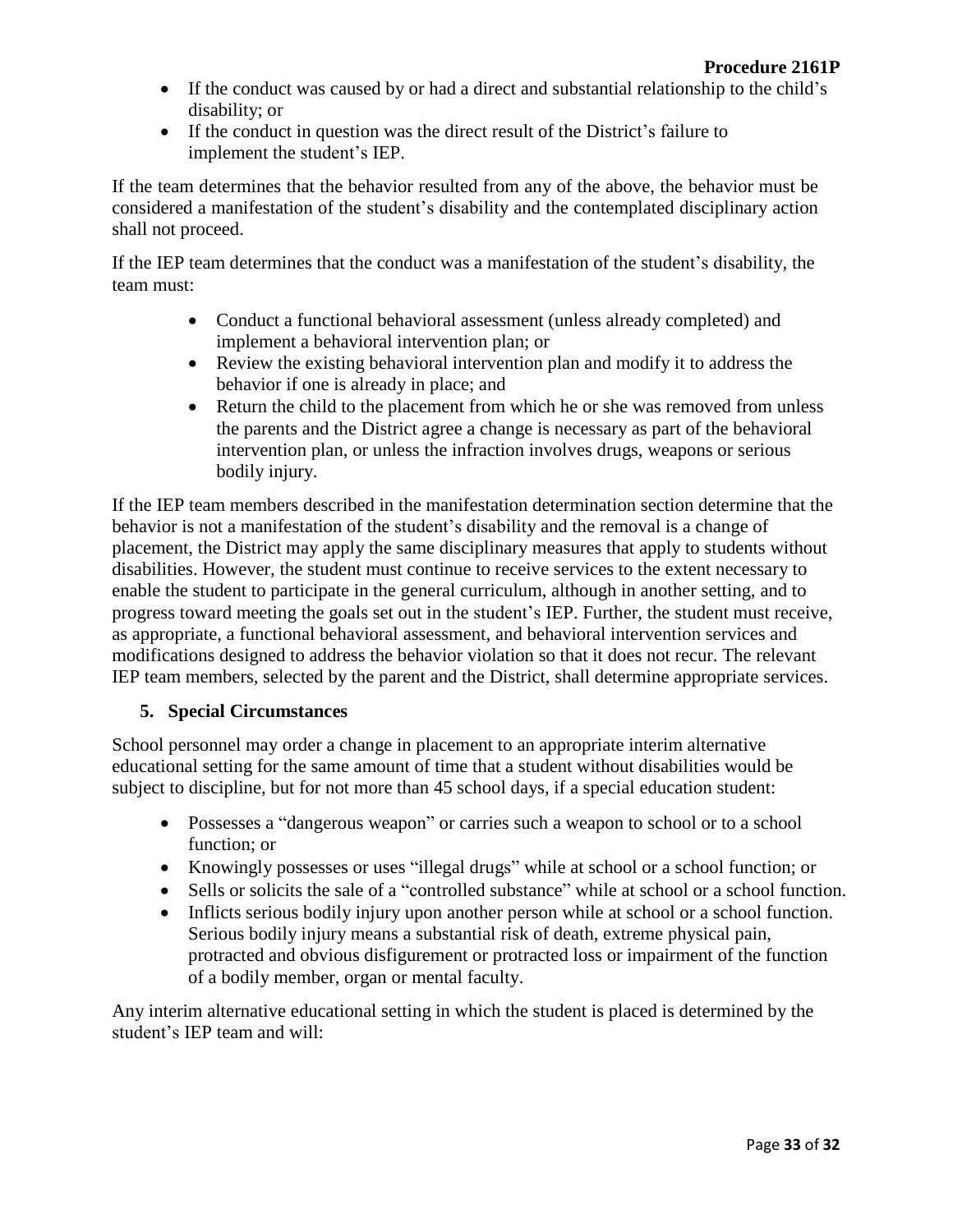- If the conduct was caused by or had a direct and substantial relationship to the child's disability; or
- If the conduct in question was the direct result of the District's failure to implement the student's IEP.

If the team determines that the behavior resulted from any of the above, the behavior must be considered a manifestation of the student's disability and the contemplated disciplinary action shall not proceed.

If the IEP team determines that the conduct was a manifestation of the student's disability, the team must:

- Conduct a functional behavioral assessment (unless already completed) and implement a behavioral intervention plan; or
- Review the existing behavioral intervention plan and modify it to address the behavior if one is already in place; and
- Return the child to the placement from which he or she was removed from unless the parents and the District agree a change is necessary as part of the behavioral intervention plan, or unless the infraction involves drugs, weapons or serious bodily injury.

If the IEP team members described in the manifestation determination section determine that the behavior is not a manifestation of the student's disability and the removal is a change of placement, the District may apply the same disciplinary measures that apply to students without disabilities. However, the student must continue to receive services to the extent necessary to enable the student to participate in the general curriculum, although in another setting, and to progress toward meeting the goals set out in the student's IEP. Further, the student must receive, as appropriate, a functional behavioral assessment, and behavioral intervention services and modifications designed to address the behavior violation so that it does not recur. The relevant IEP team members, selected by the parent and the District, shall determine appropriate services.

### 5. Special Circumstances

School personnel may order a change in placement to an appropriate interim alternative educational setting for the same amount of time that a student without disabilities would be subject to discipline, but for not more than 45 school days, if a special education student:

- Possesses a "dangerous weapon" or carries such a weapon to school or to a school function; or
- Knowingly possesses or uses "illegal drugs" while at school or a school function; or
- Sells or solicits the sale of a "controlled substance" while at school or a school function.
- Inflicts serious bodily injury upon another person while at school or a school function. Serious bodily injury means a substantial risk of death, extreme physical pain, protracted and obvious disfigurement or protracted loss or impairment of the function of a bodily member, organ or mental faculty.

Any interim alternative educational setting in which the student is placed is determined by the student's IEP team and will: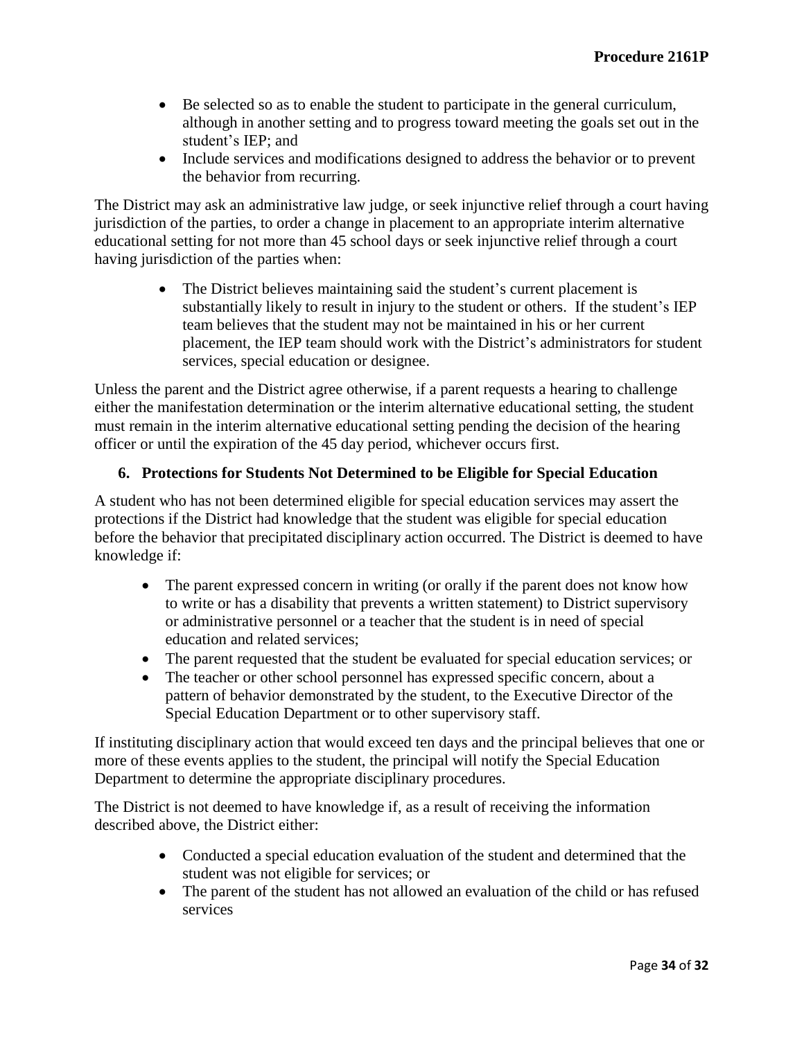- Be selected so as to enable the student to participate in the general curriculum, although in another setting and to progress toward meeting the goals set out in the student's IEP; and
- Include services and modifications designed to address the behavior or to prevent the behavior from recurring.

The District may ask an administrative law judge, or seek injunctive relief through a court having jurisdiction of the parties, to order a change in placement to an appropriate interim alternative educational setting for not more than 45 school days or seek injunctive relief through a court having jurisdiction of the parties when:

- The District believes maintaining said the student's current placement is substantially likely to result in injury to the student or others. If the student's IEP team believes that the student may not be maintained in his or her current placement, the IEP team should work with the District's administrators for student services, special education or designee.

Unless the parent and the District agree otherwise, if a parent requests a hearing to challenge either the manifestation determination or the interim alternative educational setting, the student must remain in the interim alternative educational setting pending the decision of the hearing officer or until the expiration of the 45 day period, whichever occurs first.

### 6. Protections for Students Not Determined to be Eligible for Special Education

A student who has not been determined eligible for special education services may assert the protections if the District had knowledge that the student was eligible for special education before the behavior that precipitated disciplinary action occurred. The District is deemed to have knowledge if:

- The parent expressed concern in writing (or orally if the parent does not know how to write or has a disability that prevents a written statement) to District supervisory or administrative personnel or a teacher that the student is in need of special education and related services;
- The parent requested that the student be evaluated for special education services; or
- The teacher or other school personnel has expressed specific concern, about a pattern of behavior demonstrated by the student, to the Executive Director of the Special Education Department or to other supervisory staff.

If instituting disciplinary action that would exceed ten days and the principal believes that one or more of these events applies to the student, the principal will notify the Special Education Department to determine the appropriate disciplinary procedures.

The District is not deemed to have knowledge if, as a result of receiving the information described above, the District either:

- Conducted a special education evaluation of the student and determined that the student was not eligible for services; or
- The parent of the student has not allowed an evaluation of the child or has refused services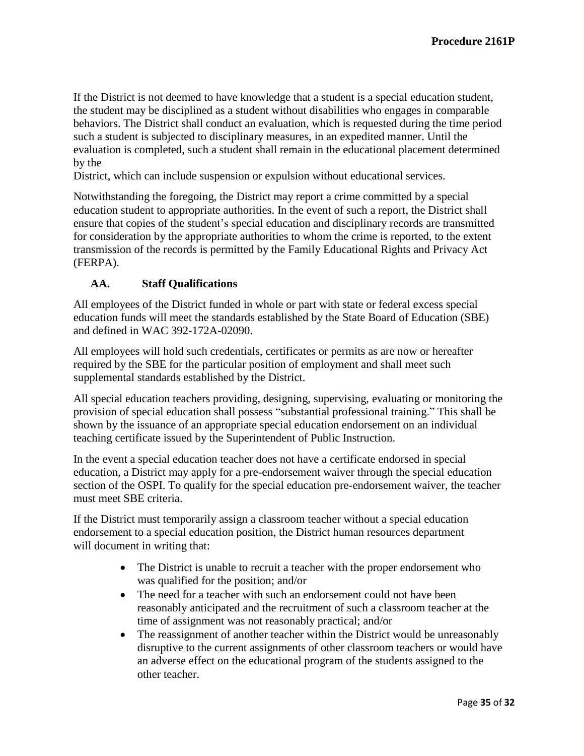If the District is not deemed to have knowledge that a student is a special education student, the student may be disciplined as a student without disabilities who engages in comparable behaviors. The District shall conduct an evaluation, which is requested during the time period such a student is subjected to disciplinary measures, in an expedited manner. Until the evaluation is completed, such a student shall remain in the educational placement determined by the District, which can include suspension or expulsion without educational services.

Notwithstanding the foregoing, the District may report a crime committed by a special education student to appropriate authorities. In the event of such a report, the District shall ensure that copies of the student's special education and disciplinary records are transmitted for consideration by the appropriate authorities to whom the crime is reported, to the extent transmission of the records is permitted by the Family Educational Rights and Privacy Act (FERPA).

### AA. Staff Qualifications

All employees of the District funded in whole or part with state or federal excess special education funds will meet the standards established by the State Board of Education (SBE) and defined in WAC 392-172A-02090.

All employees will hold such credentials, certificates or permits as are now or hereafter required by the SBE for the particular position of employment and shall meet such supplemental standards established by the District.

All special education teachers providing, designing, supervising, evaluating or monitoring the provision of special education shall possess "substantial professional training." This shall be shown by the issuance of an appropriate special education endorsement on an individual teaching certificate issued by the Superintendent of Public Instruction.

In the event a special education teacher does not have a certificate endorsed in special education, a District may apply for a pre-endorsement waiver through the special education section of the OSPI. To qualify for the special education pre-endorsement waiver, the teacher must meet SBE criteria.

If the District must temporarily assign a classroom teacher without a special education endorsement to a special education position, the District human resources department will document in writing that:

- The District is unable to recruit a teacher with the proper endorsement who was qualified for the position; and/or
- The need for a teacher with such an endorsement could not have been reasonably anticipated and the recruitment of such a classroom teacher at the time of assignment was not reasonably practical; and/or
- The reassignment of another teacher within the District would be unreasonably disruptive to the current assignments of other classroom teachers or would have an adverse effect on the educational program of the students assigned to the other teacher.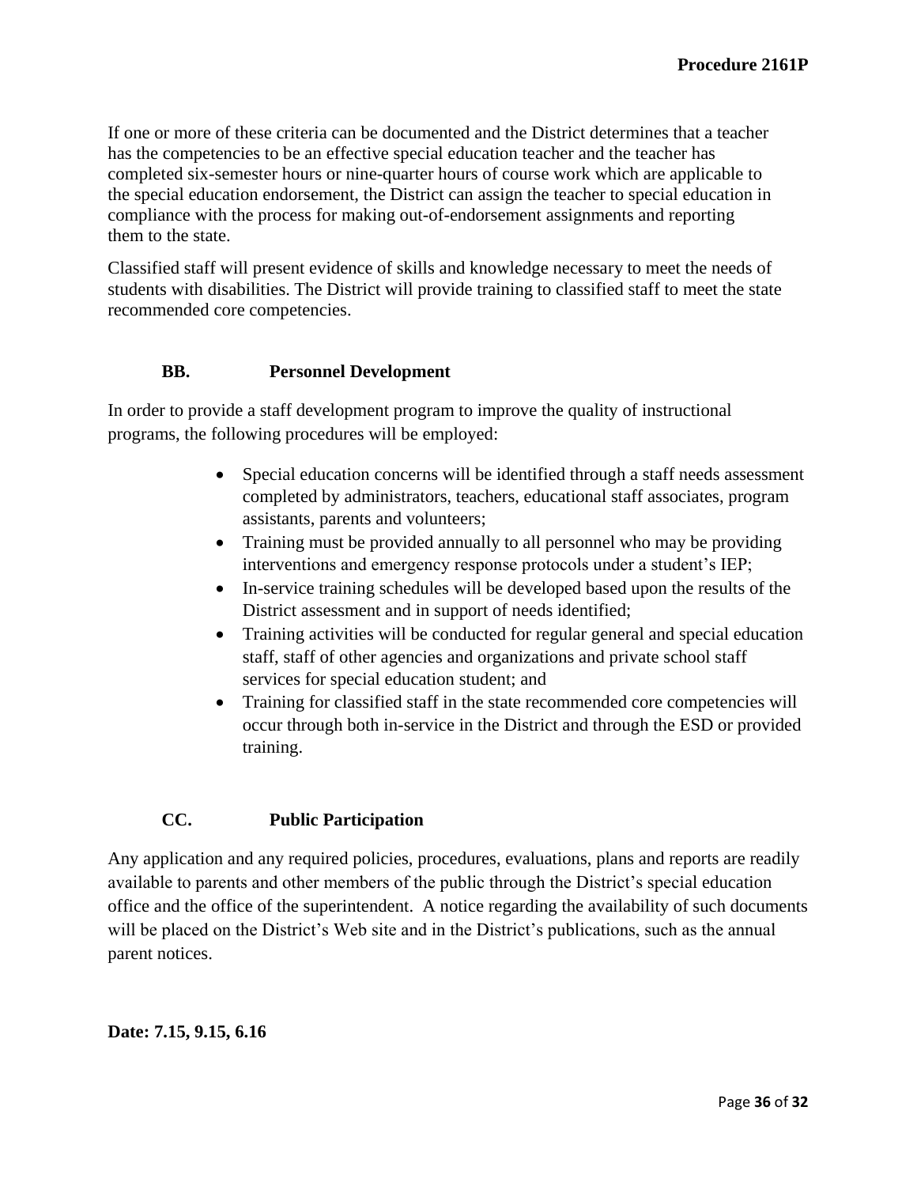If one or more of these criteria can be documented and the District determines that a teacher has the competencies to be an effective special education teacher and the teacher has completed six-semester hours or nine-quarter hours of course work which are applicable to the special education endorsement, the District can assign the teacher to special education in compliance with the process for making out-of-endorsement assignments and reporting them to the state.

Classified staff will present evidence of skills and knowledge necessary to meet the needs of students with disabilities. The District will provide training to classified staff to meet the state recommended core competencies.

### BB. Personnel Development

In order to provide a staff development program to improve the quality of instructional programs, the following procedures will be employed:

- Special education concerns will be identified through a staff needs assessment completed by administrators, teachers, educational staff associates, program assistants, parents and volunteers;
- Training must be provided annually to all personnel who may be providing interventions and emergency response protocols under a student's IEP;
- In-service training schedules will be developed based upon the results of the District assessment and in support of needs identified;
- Training activities will be conducted for regular general and special education staff, staff of other agencies and organizations and private school staff services for special education student; and
- Training for classified staff in the state recommended core competencies will occur through both in-service in the District and through the ESD or provided training.

### CC. Public Participation

Any application and any required policies, procedures, evaluations, plans and reports are readily available to parents and other members of the public through the District's special education office and the office of the superintendent. A notice regarding the availability of such documents will be placed on the District's Web site and in the District's publications, such as the annual parent notices.

**Date: 7.15, 9.15, 6.16**